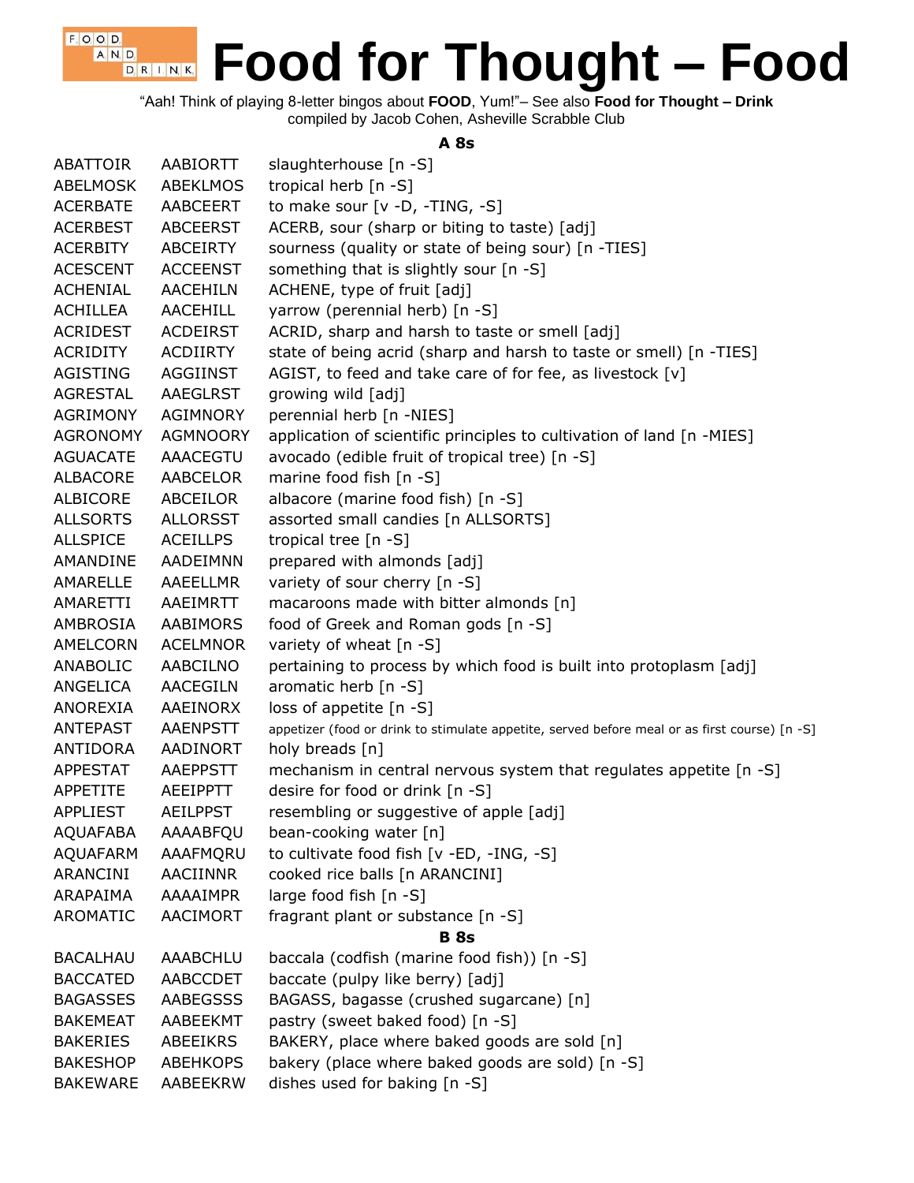# Food for Thought – Food

"Aah! Think of playing 8-letter bingos about **FOOD**, Yum!"– See also **Food for Thought – Drink**
compiled by Jacob Cohen, Asheville Scrabble Club

### A 8s

| | | |
|---|---|---|
| ABATTOIR | AABIORTT | slaughterhouse [n -S] |
| ABELMOSK | ABEKLMOS | tropical herb [n -S] |
| ACERBATE | AABCEERT | to make sour [v -D, -TING, -S] |
| ACERBEST | ABCEERST | ACERB, sour (sharp or biting to taste) [adj] |
| ACERBITY | ABCEIRTY | sourness (quality or state of being sour) [n -TIES] |
| ACESCENT | ACCEENST | something that is slightly sour [n -S] |
| ACHENIAL | AACEHILN | ACHENE, type of fruit [adj] |
| ACHILLEA | AACEHILL | yarrow (perennial herb) [n -S] |
| ACRIDEST | ACDEIRST | ACRID, sharp and harsh to taste or smell [adj] |
| ACRIDITY | ACDIIRTY | state of being acrid (sharp and harsh to taste or smell) [n -TIES] |
| AGISTING | AGGIINST | AGIST, to feed and take care of for fee, as livestock [v] |
| AGRESTAL | AAEGLRST | growing wild [adj] |
| AGRIMONY | AGIMNORY | perennial herb [n -NIES] |
| AGRONOMY | AGMNOORY | application of scientific principles to cultivation of land [n -MIES] |
| AGUACATE | AAACEGTU | avocado (edible fruit of tropical tree) [n -S] |
| ALBACORE | AABCELOR | marine food fish [n -S] |
| ALBICORE | ABCEILOR | albacore (marine food fish) [n -S] |
| ALLSORTS | ALLORSST | assorted small candies [n ALLSORTS] |
| ALLSPICE | ACEILLPS | tropical tree [n -S] |
| AMANDINE | AADEIMNN | prepared with almonds [adj] |
| AMARELLE | AAEELLMR | variety of sour cherry [n -S] |
| AMARETTI | AAEIMRTT | macaroons made with bitter almonds [n] |
| AMBROSIA | AABIMORS | food of Greek and Roman gods [n -S] |
| AMELCORN | ACELMNOR | variety of wheat [n -S] |
| ANABOLIC | AABCILNO | pertaining to process by which food is built into protoplasm [adj] |
| ANGELICA | AACEGILN | aromatic herb [n -S] |
| ANOREXIA | AAEINORX | loss of appetite [n -S] |
| ANTEPAST | AAENPSTT | appetizer (food or drink to stimulate appetite, served before meal or as first course) [n -S] |
| ANTIDORA | AADINORT | holy breads [n] |
| APPESTAT | AAEPPSTT | mechanism in central nervous system that regulates appetite [n -S] |
| APPETITE | AEEIPPTT | desire for food or drink [n -S] |
| APPLIEST | AEILPPST | resembling or suggestive of apple [adj] |
| AQUAFABA | AAAABFQU | bean-cooking water [n] |
| AQUAFARM | AAAFMQRU | to cultivate food fish [v -ED, -ING, -S] |
| ARANCINI | AACIINNR | cooked rice balls [n ARANCINI] |
| ARAPAIMA | AAAAIMPR | large food fish [n -S] |
| AROMATIC | AACIMORT | fragrant plant or substance [n -S] |

### B 8s

| | | |
|---|---|---|
| BACALHAU | AAABCHLU | baccala (codfish (marine food fish)) [n -S] |
| BACCATED | AABCCDET | baccate (pulpy like berry) [adj] |
| BAGASSES | AABEGSSS | BAGASS, bagasse (crushed sugarcane) [n] |
| BAKEMEAT | AABEEKMT | pastry (sweet baked food) [n -S] |
| BAKERIES | ABEEIKRS | BAKERY, place where baked goods are sold [n] |
| BAKESHOP | ABEHKOPS | bakery (place where baked goods are sold) [n -S] |
| BAKEWARE | AABEEKRW | dishes used for baking [n -S] |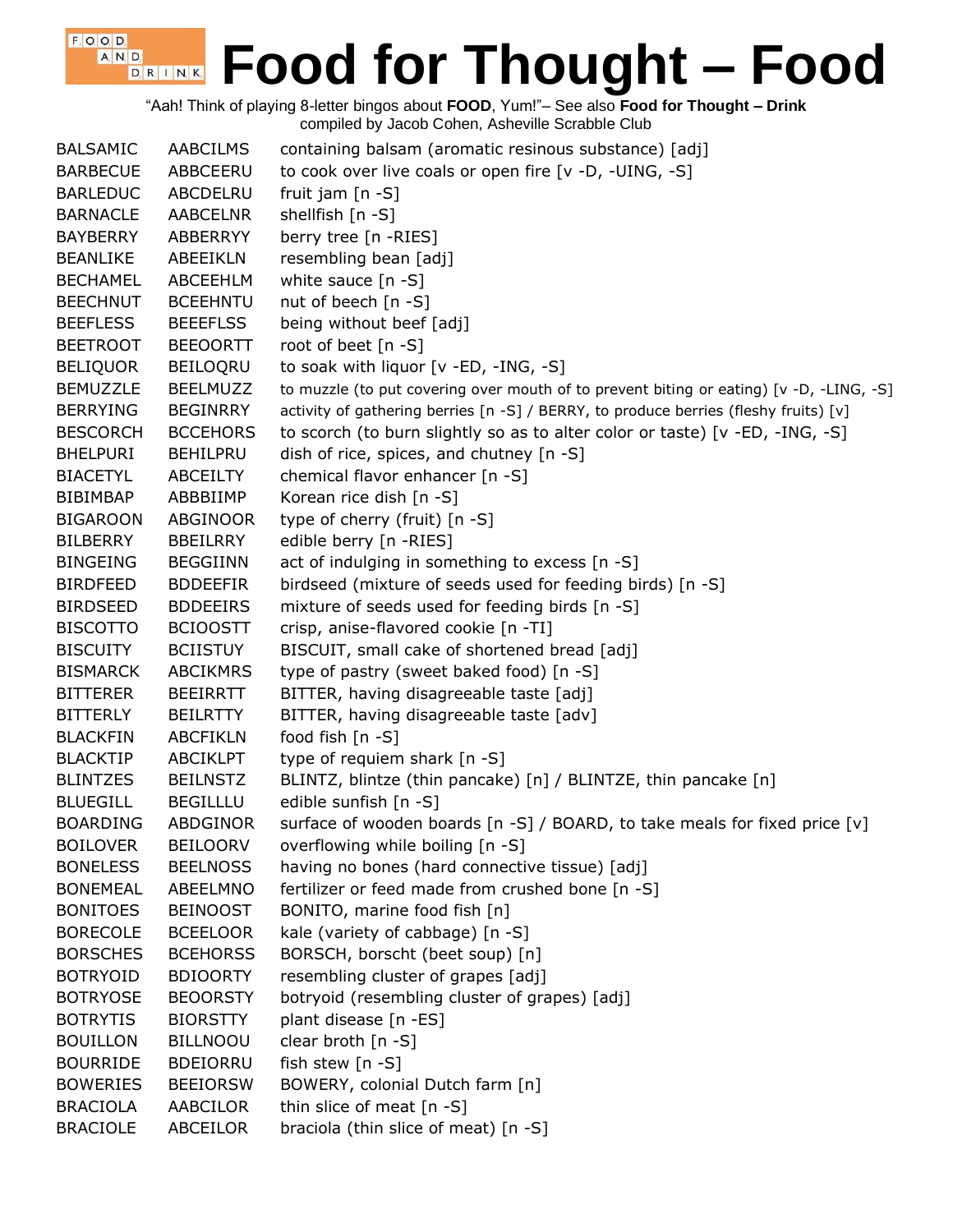# Food for Thought – Food

"Aah! Think of playing 8-letter bingos about **FOOD**, Yum!"– See also **Food for Thought – Drink**
compiled by Jacob Cohen, Asheville Scrabble Club

| | | |
|---|---|---|
| BALSAMIC | AABCILMS | containing balsam (aromatic resinous substance) [adj] |
| BARBECUE | ABBCEERU | to cook over live coals or open fire [v -D, -UING, -S] |
| BARLEDUC | ABCDELRU | fruit jam [n -S] |
| BARNACLE | AABCELNR | shellfish [n -S] |
| BAYBERRY | ABBERRYY | berry tree [n -RIES] |
| BEANLIKE | ABEEIKLN | resembling bean [adj] |
| BECHAMEL | ABCEEHLM | white sauce [n -S] |
| BEECHNUT | BCEEHNTU | nut of beech [n -S] |
| BEEFLESS | BEEEFLSS | being without beef [adj] |
| BEETROOT | BEEOORTT | root of beet [n -S] |
| BELIQUOR | BEILOQRU | to soak with liquor [v -ED, -ING, -S] |
| BEMUZZLE | BEELMUZZ | to muzzle (to put covering over mouth of to prevent biting or eating) [v -D, -LING, -S] |
| BERRYING | BEGINRRY | activity of gathering berries [n -S] / BERRY, to produce berries (fleshy fruits) [v] |
| BESCORCH | BCCEHORS | to scorch (to burn slightly so as to alter color or taste) [v -ED, -ING, -S] |
| BHELPURI | BEHILPRU | dish of rice, spices, and chutney [n -S] |
| BIACETYL | ABCEILTY | chemical flavor enhancer [n -S] |
| BIBIMBAP | ABBBIIMP | Korean rice dish [n -S] |
| BIGAROON | ABGINOOR | type of cherry (fruit) [n -S] |
| BILBERRY | BBEILRRY | edible berry [n -RIES] |
| BINGEING | BEGGIINN | act of indulging in something to excess [n -S] |
| BIRDFEED | BDDEEFIR | birdseed (mixture of seeds used for feeding birds) [n -S] |
| BIRDSEED | BDDEEIRS | mixture of seeds used for feeding birds [n -S] |
| BISCOTTO | BCIOOSTT | crisp, anise-flavored cookie [n -TI] |
| BISCUITY | BCIISTUY | BISCUIT, small cake of shortened bread [adj] |
| BISMARCK | ABCIKMRS | type of pastry (sweet baked food) [n -S] |
| BITTERER | BEEIRRTT | BITTER, having disagreeable taste [adj] |
| BITTERLY | BEILRTTY | BITTER, having disagreeable taste [adv] |
| BLACKFIN | ABCFIKLN | food fish [n -S] |
| BLACKTIP | ABCIKLPT | type of requiem shark [n -S] |
| BLINTZES | BEILNSTZ | BLINTZ, blintze (thin pancake) [n] / BLINTZE, thin pancake [n] |
| BLUEGILL | BEGILLLU | edible sunfish [n -S] |
| BOARDING | ABDGINOR | surface of wooden boards [n -S] / BOARD, to take meals for fixed price [v] |
| BOILOVER | BEILOORV | overflowing while boiling [n -S] |
| BONELESS | BEELNOSS | having no bones (hard connective tissue) [adj] |
| BONEMEAL | ABEELMNO | fertilizer or feed made from crushed bone [n -S] |
| BONITOES | BEINOOST | BONITO, marine food fish [n] |
| BORECOLE | BCEELOOR | kale (variety of cabbage) [n -S] |
| BORSCHES | BCEHORSS | BORSCH, borscht (beet soup) [n] |
| BOTRYOID | BDIOORTY | resembling cluster of grapes [adj] |
| BOTRYOSE | BEOORSTY | botryoid (resembling cluster of grapes) [adj] |
| BOTRYTIS | BIORSTTY | plant disease [n -ES] |
| BOUILLON | BILLNOOU | clear broth [n -S] |
| BOURRIDE | BDEIORRU | fish stew [n -S] |
| BOWERIES | BEEIORSW | BOWERY, colonial Dutch farm [n] |
| BRACIOLA | AABCILOR | thin slice of meat [n -S] |
| BRACIOLE | ABCEILOR | braciola (thin slice of meat) [n -S] |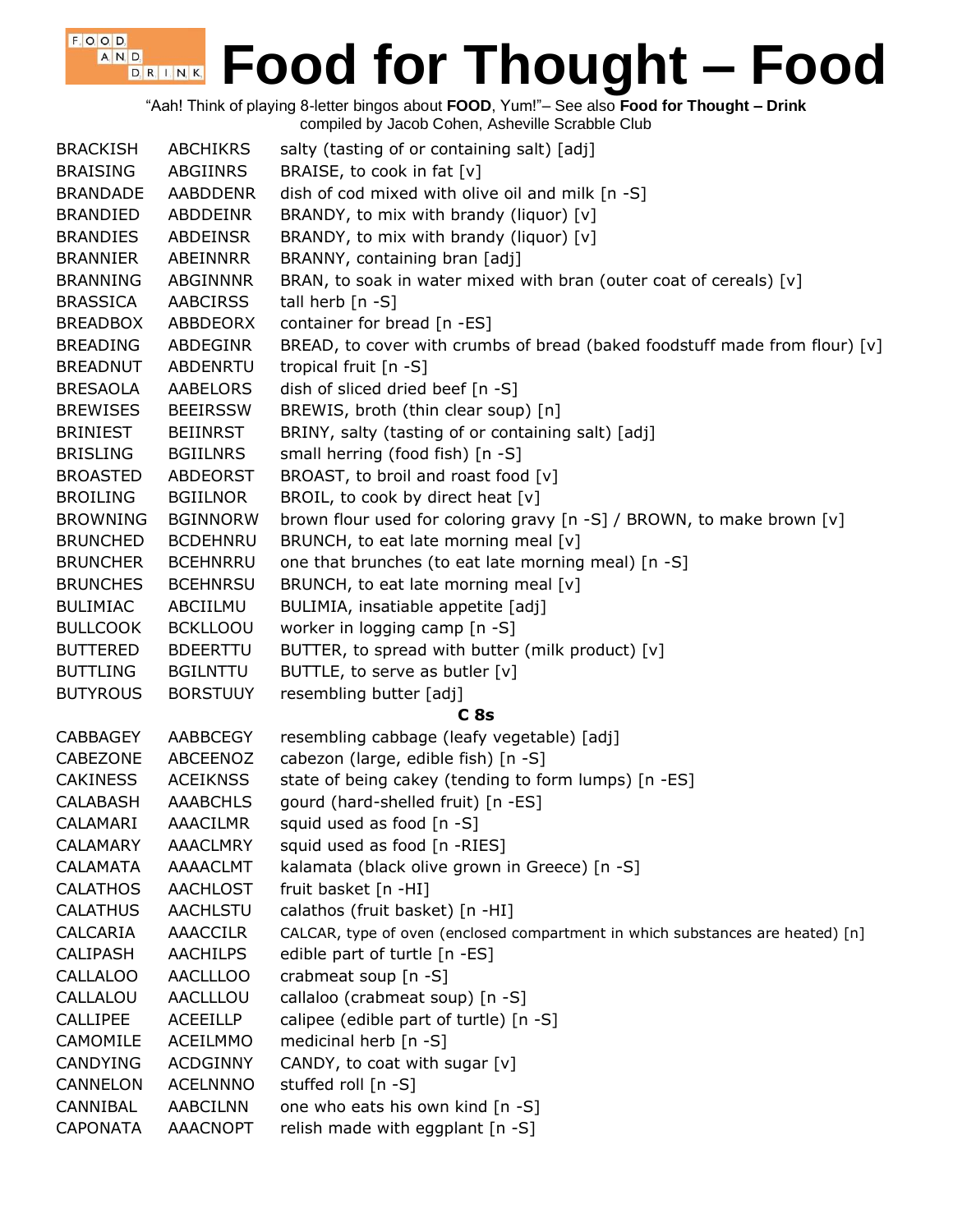# Food for Thought – Food

"Aah! Think of playing 8-letter bingos about **FOOD**, Yum!"– See also **Food for Thought – Drink**
compiled by Jacob Cohen, Asheville Scrabble Club

| | | |
|---|---|---|
| BRACKISH | ABCHIKRS | salty (tasting of or containing salt) [adj] |
| BRAISING | ABGIINRS | BRAISE, to cook in fat [v] |
| BRANDADE | AABDDENR | dish of cod mixed with olive oil and milk [n -S] |
| BRANDIED | ABDDEINR | BRANDY, to mix with brandy (liquor) [v] |
| BRANDIES | ABDEINSR | BRANDY, to mix with brandy (liquor) [v] |
| BRANNIER | ABEINNRR | BRANNY, containing bran [adj] |
| BRANNING | ABGINNNR | BRAN, to soak in water mixed with bran (outer coat of cereals) [v] |
| BRASSICA | AABCIRSS | tall herb [n -S] |
| BREADBOX | ABBDEORX | container for bread [n -ES] |
| BREADING | ABDEGINR | BREAD, to cover with crumbs of bread (baked foodstuff made from flour) [v] |
| BREADNUT | ABDENRTU | tropical fruit [n -S] |
| BRESAOLA | AABELORS | dish of sliced dried beef [n -S] |
| BREWISES | BEEIRSSW | BREWIS, broth (thin clear soup) [n] |
| BRINIEST | BEIINRST | BRINY, salty (tasting of or containing salt) [adj] |
| BRISLING | BGIILNRS | small herring (food fish) [n -S] |
| BROASTED | ABDEORST | BROAST, to broil and roast food [v] |
| BROILING | BGIILNOR | BROIL, to cook by direct heat [v] |
| BROWNING | BGINNORW | brown flour used for coloring gravy [n -S] / BROWN, to make brown [v] |
| BRUNCHED | BCDEHNRU | BRUNCH, to eat late morning meal [v] |
| BRUNCHER | BCEHNRRU | one that brunches (to eat late morning meal) [n -S] |
| BRUNCHES | BCEHNRSU | BRUNCH, to eat late morning meal [v] |
| BULIMIAC | ABCIILMU | BULIMIA, insatiable appetite [adj] |
| BULLCOOK | BCKLLOOU | worker in logging camp [n -S] |
| BUTTERED | BDEERTTU | BUTTER, to spread with butter (milk product) [v] |
| BUTTLING | BGILNTTU | BUTTLE, to serve as butler [v] |
| BUTYROUS | BORSTUUY | resembling butter [adj] |
| | | **C 8s** |
| CABBAGEY | AABBCEGY | resembling cabbage (leafy vegetable) [adj] |
| CABEZONE | ABCEENOZ | cabezon (large, edible fish) [n -S] |
| CAKINESS | ACEIKNSS | state of being cakey (tending to form lumps) [n -ES] |
| CALABASH | AAABCHLS | gourd (hard-shelled fruit) [n -ES] |
| CALAMARI | AAACILMR | squid used as food [n -S] |
| CALAMARY | AAACLMRY | squid used as food [n -RIES] |
| CALAMATA | AAAACLMT | kalamata (black olive grown in Greece) [n -S] |
| CALATHOS | AACHLOST | fruit basket [n -HI] |
| CALATHUS | AACHLSTU | calathos (fruit basket) [n -HI] |
| CALCARIA | AAACCILR | CALCAR, type of oven (enclosed compartment in which substances are heated) [n] |
| CALIPASH | AACHILPS | edible part of turtle [n -ES] |
| CALLALOO | AACLLLOO | crabmeat soup [n -S] |
| CALLALOU | AACLLLOU | callaloo (crabmeat soup) [n -S] |
| CALLIPEE | ACEEILLP | calipee (edible part of turtle) [n -S] |
| CAMOMILE | ACEILMMO | medicinal herb [n -S] |
| CANDYING | ACDGINNY | CANDY, to coat with sugar [v] |
| CANNELON | ACELNNNO | stuffed roll [n -S] |
| CANNIBAL | AABCILNN | one who eats his own kind [n -S] |
| CAPONATA | AAACNOPT | relish made with eggplant [n -S] |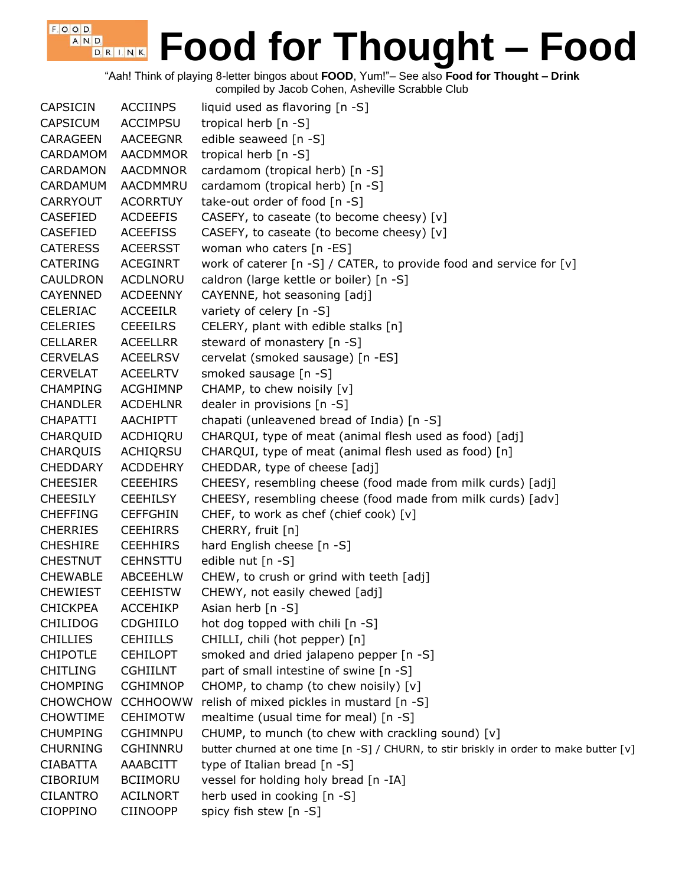# Food for Thought – Food

"Aah! Think of playing 8-letter bingos about **FOOD**, Yum!"– See also **Food for Thought – Drink**
compiled by Jacob Cohen, Asheville Scrabble Club

| | | |
|---|---|---|
| CAPSICIN | ACCIINPS | liquid used as flavoring [n -S] |
| CAPSICUM | ACCIMPSU | tropical herb [n -S] |
| CARAGEEN | AACEEGNR | edible seaweed [n -S] |
| CARDAMOM | AACDMMOR | tropical herb [n -S] |
| CARDAMON | AACDMNOR | cardamom (tropical herb) [n -S] |
| CARDAMUM | AACDMMRU | cardamom (tropical herb) [n -S] |
| CARRYOUT | ACORRTUY | take-out order of food [n -S] |
| CASEFIED | ACDEEFIS | CASEFY, to caseate (to become cheesy) [v] |
| CASEFIED | ACEEFISS | CASEFY, to caseate (to become cheesy) [v] |
| CATERESS | ACEERSST | woman who caters [n -ES] |
| CATERING | ACEGINRT | work of caterer [n -S] / CATER, to provide food and service for [v] |
| CAULDRON | ACDLNORU | caldron (large kettle or boiler) [n -S] |
| CAYENNED | ACDEENNY | CAYENNE, hot seasoning [adj] |
| CELERIAC | ACCEEILR | variety of celery [n -S] |
| CELERIES | CEEEILRS | CELERY, plant with edible stalks [n] |
| CELLARER | ACEELLRR | steward of monastery [n -S] |
| CERVELAS | ACEELRSV | cervelat (smoked sausage) [n -ES] |
| CERVELAT | ACEELRTV | smoked sausage [n -S] |
| CHAMPING | ACGHIMNP | CHAMP, to chew noisily [v] |
| CHANDLER | ACDEHLNR | dealer in provisions [n -S] |
| CHAPATTI | AACHIPTT | chapati (unleavened bread of India) [n -S] |
| CHARQUID | ACDHIQRU | CHARQUI, type of meat (animal flesh used as food) [adj] |
| CHARQUIS | ACHIQRSU | CHARQUI, type of meat (animal flesh used as food) [n] |
| CHEDDARY | ACDDEHRY | CHEDDAR, type of cheese [adj] |
| CHEESIER | CEEEHIRS | CHEESY, resembling cheese (food made from milk curds) [adj] |
| CHEESILY | CEEHILSY | CHEESY, resembling cheese (food made from milk curds) [adv] |
| CHEFFING | CEFFGHIN | CHEF, to work as chef (chief cook) [v] |
| CHERRIES | CEEHIRRS | CHERRY, fruit [n] |
| CHESHIRE | CEEHHIRS | hard English cheese [n -S] |
| CHESTNUT | CEHNSTTU | edible nut [n -S] |
| CHEWABLE | ABCEEHLW | CHEW, to crush or grind with teeth [adj] |
| CHEWIEST | CEEHISTW | CHEWY, not easily chewed [adj] |
| CHICKPEA | ACCEHIKP | Asian herb [n -S] |
| CHILIDOG | CDGHIILO | hot dog topped with chili [n -S] |
| CHILLIES | CEHIILLS | CHILLI, chili (hot pepper) [n] |
| CHIPOTLE | CEHILOPT | smoked and dried jalapeno pepper [n -S] |
| CHITLING | CGHIILNT | part of small intestine of swine [n -S] |
| CHOMPING | CGHIMNOP | CHOMP, to champ (to chew noisily) [v] |
| CHOWCHOW | CCHHOOWW | relish of mixed pickles in mustard [n -S] |
| CHOWTIME | CEHIMOTW | mealtime (usual time for meal) [n -S] |
| CHUMPING | CGHIMNPU | CHUMP, to munch (to chew with crackling sound) [v] |
| CHURNING | CGHINNRU | butter churned at one time [n -S] / CHURN, to stir briskly in order to make butter [v] |
| CIABATTA | AAABCITT | type of Italian bread [n -S] |
| CIBORIUM | BCIIMORU | vessel for holding holy bread [n -IA] |
| CILANTRO | ACILNORT | herb used in cooking [n -S] |
| CIOPPINO | CIINOOPP | spicy fish stew [n -S] |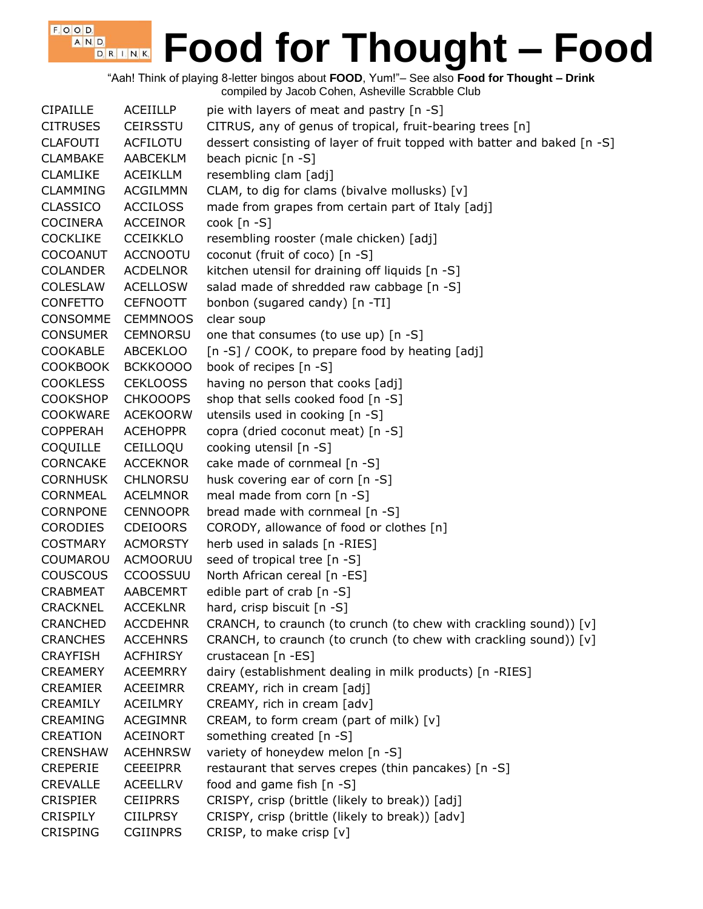# Food for Thought – Food

"Aah! Think of playing 8-letter bingos about **FOOD**, Yum!"– See also **Food for Thought – Drink**
compiled by Jacob Cohen, Asheville Scrabble Club

| | | |
|---|---|---|
| CIPAILLE | ACEIILLP | pie with layers of meat and pastry [n -S] |
| CITRUSES | CEIRSSTU | CITRUS, any of genus of tropical, fruit-bearing trees [n] |
| CLAFOUTI | ACFILOTU | dessert consisting of layer of fruit topped with batter and baked [n -S] |
| CLAMBAKE | AABCEKLM | beach picnic [n -S] |
| CLAMLIKE | ACEIKLLM | resembling clam [adj] |
| CLAMMING | ACGILMMN | CLAM, to dig for clams (bivalve mollusks) [v] |
| CLASSICO | ACCILOSS | made from grapes from certain part of Italy [adj] |
| COCINERA | ACCEINOR | cook [n -S] |
| COCKLIKE | CCEIKKLO | resembling rooster (male chicken) [adj] |
| COCOANUT | ACCNOOTU | coconut (fruit of coco) [n -S] |
| COLANDER | ACDELNOR | kitchen utensil for draining off liquids [n -S] |
| COLESLAW | ACELLOSW | salad made of shredded raw cabbage [n -S] |
| CONFETTO | CEFNOOTT | bonbon (sugared candy) [n -TI] |
| CONSOMME | CEMMNOOS | clear soup |
| CONSUMER | CEMNORSU | one that consumes (to use up) [n -S] |
| COOKABLE | ABCEKLOO | [n -S] / COOK, to prepare food by heating [adj] |
| COOKBOOK | BCKKOOOO | book of recipes [n -S] |
| COOKLESS | CEKLOOSS | having no person that cooks [adj] |
| COOKSHOP | CHKOOOPS | shop that sells cooked food [n -S] |
| COOKWARE | ACEKOORW | utensils used in cooking [n -S] |
| COPPERAH | ACEHOPPR | copra (dried coconut meat) [n -S] |
| COQUILLE | CEILLOQU | cooking utensil [n -S] |
| CORNCAKE | ACCEKNOR | cake made of cornmeal [n -S] |
| CORNHUSK | CHKNORSU | husk covering ear of corn [n -S] |
| CORNMEAL | ACELMNOR | meal made from corn [n -S] |
| CORNPONE | CENNOOPR | bread made with cornmeal [n -S] |
| CORODIES | CDEIOORS | CORODY, allowance of food or clothes [n] |
| COSTMARY | ACMORSTY | herb used in salads [n -RIES] |
| COUMAROU | ACMOORUU | seed of tropical tree [n -S] |
| COUSCOUS | CCOOSSUU | North African cereal [n -ES] |
| CRABMEAT | AABCEMRT | edible part of crab [n -S] |
| CRACKNEL | ACCEKLNR | hard, crisp biscuit [n -S] |
| CRANCHED | ACCDEHNR | CRANCH, to craunch (to crunch (to chew with crackling sound)) [v] |
| CRANCHES | ACCEHNRS | CRANCH, to craunch (to crunch (to chew with crackling sound)) [v] |
| CRAYFISH | ACFHIRSY | crustacean [n -ES] |
| CREAMERY | ACEEMRRY | dairy (establishment dealing in milk products) [n -RIES] |
| CREAMIER | ACEEIMRR | CREAMY, rich in cream [adj] |
| CREAMILY | ACEILMRY | CREAMY, rich in cream [adv] |
| CREAMING | ACEGIMNR | CREAM, to form cream (part of milk) [v] |
| CREATION | ACEINORT | something created [n -S] |
| CRENSHAW | ACEHNRSW | variety of honeydew melon [n -S] |
| CREPERIE | CEEEIPRR | restaurant that serves crepes (thin pancakes) [n -S] |
| CREVALLE | ACEELLRV | food and game fish [n -S] |
| CRISPIER | CEIIPRRS | CRISPY, crisp (brittle (likely to break)) [adj] |
| CRISPILY | CIILPRSY | CRISPY, crisp (brittle (likely to break)) [adv] |
| CRISPING | CGIINPRS | CRISP, to make crisp [v] |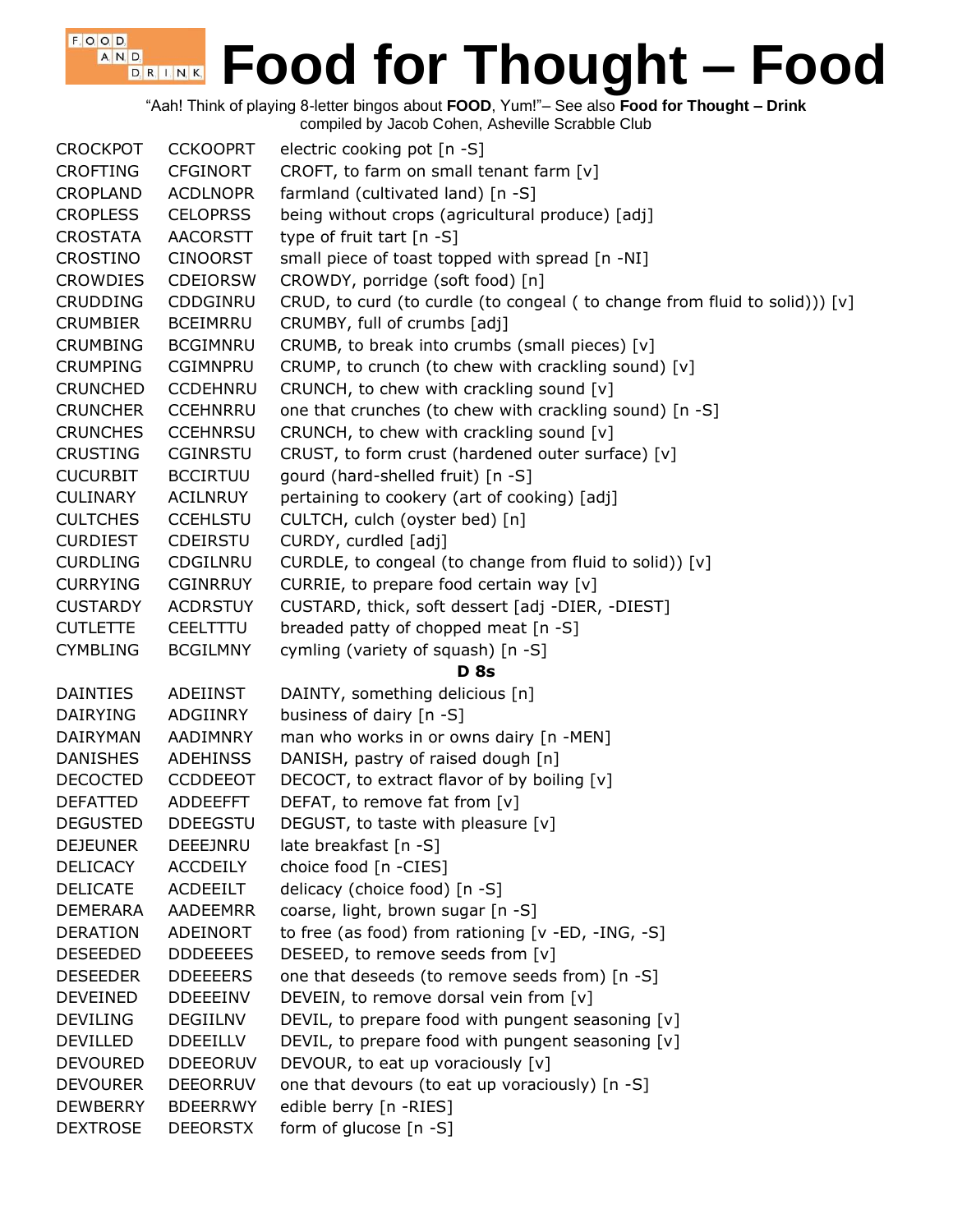# Food for Thought – Food

"Aah! Think of playing 8-letter bingos about **FOOD**, Yum!"– See also **Food for Thought – Drink**
compiled by Jacob Cohen, Asheville Scrabble Club

| | | |
|---|---|---|
| CROCKPOT | CCKOOPRT | electric cooking pot [n -S] |
| CROFTING | CFGINORT | CROFT, to farm on small tenant farm [v] |
| CROPLAND | ACDLNOPR | farmland (cultivated land) [n -S] |
| CROPLESS | CELOPRSS | being without crops (agricultural produce) [adj] |
| CROSTATA | AACORSTT | type of fruit tart [n -S] |
| CROSTINO | CINOORST | small piece of toast topped with spread [n -NI] |
| CROWDIES | CDEIORSW | CROWDY, porridge (soft food) [n] |
| CRUDDING | CDDGINRU | CRUD, to curd (to curdle (to congeal ( to change from fluid to solid))) [v] |
| CRUMBIER | BCEIMRRU | CRUMBY, full of crumbs [adj] |
| CRUMBING | BCGIMNRU | CRUMB, to break into crumbs (small pieces) [v] |
| CRUMPING | CGIMNPRU | CRUMP, to crunch (to chew with crackling sound) [v] |
| CRUNCHED | CCDEHNRU | CRUNCH, to chew with crackling sound [v] |
| CRUNCHER | CCEHNRRU | one that crunches (to chew with crackling sound) [n -S] |
| CRUNCHES | CCEHNRSU | CRUNCH, to chew with crackling sound [v] |
| CRUSTING | CGINRSTU | CRUST, to form crust (hardened outer surface) [v] |
| CUCURBIT | BCCIRTUU | gourd (hard-shelled fruit) [n -S] |
| CULINARY | ACILNRUY | pertaining to cookery (art of cooking) [adj] |
| CULTCHES | CCEHLSTU | CULTCH, culch (oyster bed) [n] |
| CURDIEST | CDEIRSTU | CURDY, curdled [adj] |
| CURDLING | CDGILNRU | CURDLE, to congeal (to change from fluid to solid)) [v] |
| CURRYING | CGINRRUY | CURRIE, to prepare food certain way [v] |
| CUSTARDY | ACDRSTUY | CUSTARD, thick, soft dessert [adj -DIER, -DIEST] |
| CUTLETTE | CEELTTTU | breaded patty of chopped meat [n -S] |
| CYMBLING | BCGILMNY | cymling (variety of squash) [n -S] |
| | | **D 8s** |
| DAINTIES | ADEIINST | DAINTY, something delicious [n] |
| DAIRYING | ADGIINRY | business of dairy [n -S] |
| DAIRYMAN | AADIMNRY | man who works in or owns dairy [n -MEN] |
| DANISHES | ADEHINSS | DANISH, pastry of raised dough [n] |
| DECOCTED | CCDDEEOT | DECOCT, to extract flavor of by boiling [v] |
| DEFATTED | ADDEEFFT | DEFAT, to remove fat from [v] |
| DEGUSTED | DDEEGSTU | DEGUST, to taste with pleasure [v] |
| DEJEUNER | DEEEJNRU | late breakfast [n -S] |
| DELICACY | ACCDEILY | choice food [n -CIES] |
| DELICATE | ACDEEILT | delicacy (choice food) [n -S] |
| DEMERARA | AADEEMRR | coarse, light, brown sugar [n -S] |
| DERATION | ADEINORT | to free (as food) from rationing [v -ED, -ING, -S] |
| DESEEDED | DDDEEEES | DESEED, to remove seeds from [v] |
| DESEEDER | DDEEEERS | one that deseeds (to remove seeds from) [n -S] |
| DEVEINED | DDEEEINV | DEVEIN, to remove dorsal vein from [v] |
| DEVILING | DEGIILNV | DEVIL, to prepare food with pungent seasoning [v] |
| DEVILLED | DDEEILLV | DEVIL, to prepare food with pungent seasoning [v] |
| DEVOURED | DDEEORUV | DEVOUR, to eat up voraciously [v] |
| DEVOURER | DEEORRUV | one that devours (to eat up voraciously) [n -S] |
| DEWBERRY | BDEERRWY | edible berry [n -RIES] |
| DEXTROSE | DEEORSTX | form of glucose [n -S] |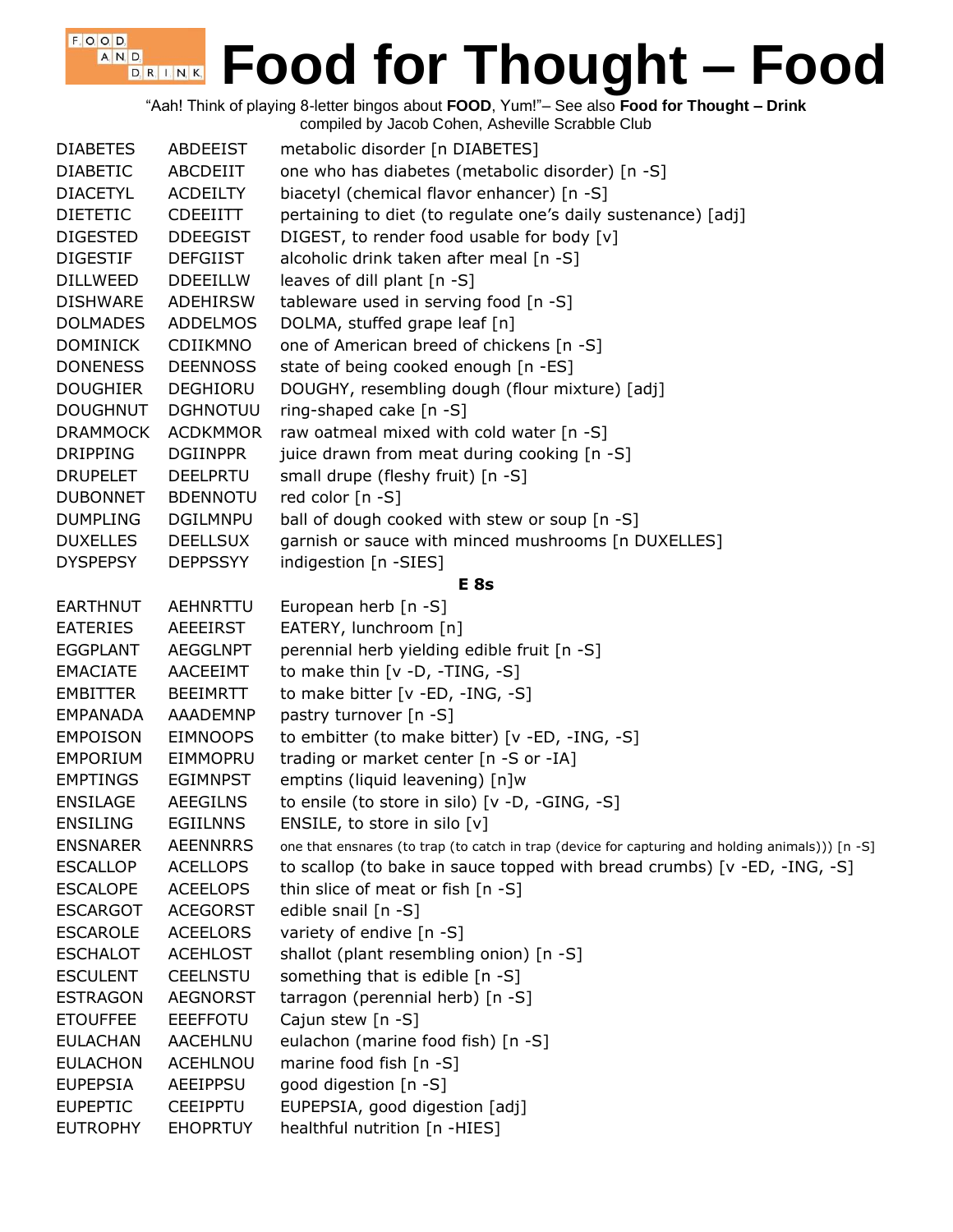# Food for Thought – Food

"Aah! Think of playing 8-letter bingos about **FOOD**, Yum!"– See also **Food for Thought – Drink**
compiled by Jacob Cohen, Asheville Scrabble Club

| | | |
|---|---|---|
| DIABETES | ABDEEIST | metabolic disorder [n DIABETES] |
| DIABETIC | ABCDEIIT | one who has diabetes (metabolic disorder) [n -S] |
| DIACETYL | ACDEILTY | biacetyl (chemical flavor enhancer) [n -S] |
| DIETETIC | CDEEIITT | pertaining to diet (to regulate one's daily sustenance) [adj] |
| DIGESTED | DDEEGIST | DIGEST, to render food usable for body [v] |
| DIGESTIF | DEFGIIST | alcoholic drink taken after meal [n -S] |
| DILLWEED | DDEEILLW | leaves of dill plant [n -S] |
| DISHWARE | ADEHIRSW | tableware used in serving food [n -S] |
| DOLMADES | ADDELMOS | DOLMA, stuffed grape leaf [n] |
| DOMINICK | CDIIKMNO | one of American breed of chickens [n -S] |
| DONENESS | DEENNOSS | state of being cooked enough [n -ES] |
| DOUGHIER | DEGHIORU | DOUGHY, resembling dough (flour mixture) [adj] |
| DOUGHNUT | DGHNOTUU | ring-shaped cake [n -S] |
| DRAMMOCK | ACDKMMOR | raw oatmeal mixed with cold water [n -S] |
| DRIPPING | DGIINPPR | juice drawn from meat during cooking [n -S] |
| DRUPELET | DEELPRTU | small drupe (fleshy fruit) [n -S] |
| DUBONNET | BDENNOTU | red color [n -S] |
| DUMPLING | DGILMNPU | ball of dough cooked with stew or soup [n -S] |
| DUXELLES | DEELLSUX | garnish or sauce with minced mushrooms [n DUXELLES] |
| DYSPEPSY | DEPPSSYY | indigestion [n -SIES] |
| | | **E 8s** |
| EARTHNUT | AEHNRTTU | European herb [n -S] |
| EATERIES | AEEEIRST | EATERY, lunchroom [n] |
| EGGPLANT | AEGGLNPT | perennial herb yielding edible fruit [n -S] |
| EMACIATE | AACEEIMT | to make thin [v -D, -TING, -S] |
| EMBITTER | BEEIMRTT | to make bitter [v -ED, -ING, -S] |
| EMPANADA | AAADEMNP | pastry turnover [n -S] |
| EMPOISON | EIMNOOPS | to embitter (to make bitter) [v -ED, -ING, -S] |
| EMPORIUM | EIMMOPRU | trading or market center [n -S or -IA] |
| EMPTINGS | EGIMNPST | emptins (liquid leavening) [n]w |
| ENSILAGE | AEEGILNS | to ensile (to store in silo) [v -D, -GING, -S] |
| ENSILING | EGIILNNS | ENSILE, to store in silo [v] |
| ENSNARER | AEENNRRS | one that ensnares (to trap (to catch in trap (device for capturing and holding animals))) [n -S] |
| ESCALLOP | ACELLOPS | to scallop (to bake in sauce topped with bread crumbs) [v -ED, -ING, -S] |
| ESCALOPE | ACEELOPS | thin slice of meat or fish [n -S] |
| ESCARGOT | ACEGORST | edible snail [n -S] |
| ESCAROLE | ACEELORS | variety of endive [n -S] |
| ESCHALOT | ACEHLOST | shallot (plant resembling onion) [n -S] |
| ESCULENT | CEELNSTU | something that is edible [n -S] |
| ESTRAGON | AEGNORST | tarragon (perennial herb) [n -S] |
| ETOUFFEE | EEEFFOTU | Cajun stew [n -S] |
| EULACHAN | AACEHLNU | eulachon (marine food fish) [n -S] |
| EULACHON | ACEHLNOU | marine food fish [n -S] |
| EUPEPSIA | AEEIPPSU | good digestion [n -S] |
| EUPEPTIC | CEEIPPTU | EUPEPSIA, good digestion [adj] |
| EUTROPHY | EHOPRTUY | healthful nutrition [n -HIES] |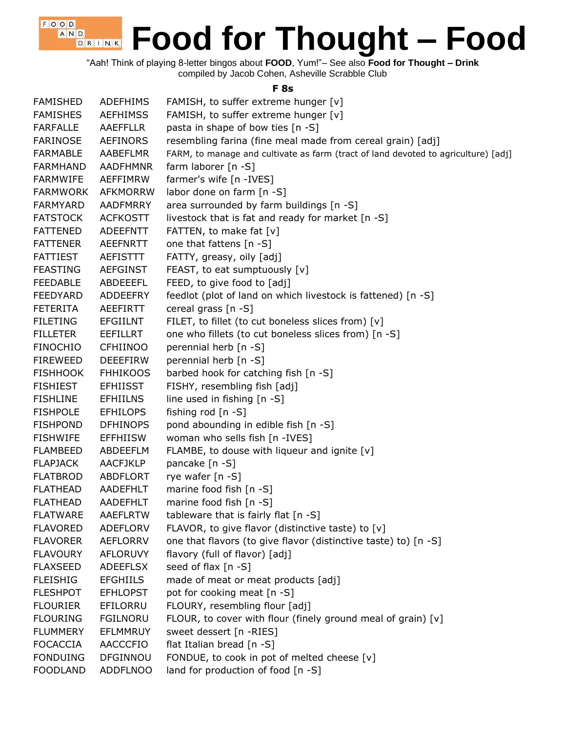# Food for Thought – Food

"Aah! Think of playing 8-letter bingos about **FOOD**, Yum!"– See also **Food for Thought – Drink**
compiled by Jacob Cohen, Asheville Scrabble Club

### F 8s

| | | |
|---|---|---|
| FAMISHED | ADEFHIMS | FAMISH, to suffer extreme hunger [v] |
| FAMISHES | AEFHIMSS | FAMISH, to suffer extreme hunger [v] |
| FARFALLE | AAEFFLLR | pasta in shape of bow ties [n -S] |
| FARINOSE | AEFINORS | resembling farina (fine meal made from cereal grain) [adj] |
| FARMABLE | AABEFLMR | FARM, to manage and cultivate as farm (tract of land devoted to agriculture) [adj] |
| FARMHAND | AADFHMNR | farm laborer [n -S] |
| FARMWIFE | AEFFIMRW | farmer's wife [n -IVES] |
| FARMWORK | AFKMORRW | labor done on farm [n -S] |
| FARMYARD | AADFMRRY | area surrounded by farm buildings [n -S] |
| FATSTOCK | ACFKOSTT | livestock that is fat and ready for market [n -S] |
| FATTENED | ADEEFNTT | FATTEN, to make fat [v] |
| FATTENER | AEEFNRTT | one that fattens [n -S] |
| FATTIEST | AEFISTTT | FATTY, greasy, oily [adj] |
| FEASTING | AEFGINST | FEAST, to eat sumptuously [v] |
| FEEDABLE | ABDEEEFL | FEED, to give food to [adj] |
| FEEDYARD | ADDEEFRY | feedlot (plot of land on which livestock is fattened) [n -S] |
| FETERITA | AEEFIRTT | cereal grass [n -S] |
| FILETING | EFGIILNT | FILET, to fillet (to cut boneless slices from) [v] |
| FILLETER | EEFILLRT | one who fillets (to cut boneless slices from) [n -S] |
| FINOCHIO | CFHIINOO | perennial herb [n -S] |
| FIREWEED | DEEEFIRW | perennial herb [n -S] |
| FISHHOOK | FHHIKOOS | barbed hook for catching fish [n -S] |
| FISHIEST | EFHIISST | FISHY, resembling fish [adj] |
| FISHLINE | EFHIILNS | line used in fishing [n -S] |
| FISHPOLE | EFHILOPS | fishing rod [n -S] |
| FISHPOND | DFHINOPS | pond abounding in edible fish [n -S] |
| FISHWIFE | EFFHIISW | woman who sells fish [n -IVES] |
| FLAMBEED | ABDEEFLM | FLAMBE, to douse with liqueur and ignite [v] |
| FLAPJACK | AACFJKLP | pancake [n -S] |
| FLATBROD | ABDFLORT | rye wafer [n -S] |
| FLATHEAD | AADEFHLT | marine food fish [n -S] |
| FLATHEAD | AADEFHLT | marine food fish [n -S] |
| FLATWARE | AAEFLRTW | tableware that is fairly flat [n -S] |
| FLAVORED | ADEFLORV | FLAVOR, to give flavor (distinctive taste) to [v] |
| FLAVORER | AEFLORRV | one that flavors (to give flavor (distinctive taste) to) [n -S] |
| FLAVOURY | AFLORUVY | flavory (full of flavor) [adj] |
| FLAXSEED | ADEEFLSX | seed of flax [n -S] |
| FLEISHIG | EFGHIILS | made of meat or meat products [adj] |
| FLESHPOT | EFHLOPST | pot for cooking meat [n -S] |
| FLOURIER | EFILORRU | FLOURY, resembling flour [adj] |
| FLOURING | FGILNORU | FLOUR, to cover with flour (finely ground meal of grain) [v] |
| FLUMMERY | EFLMMRUY | sweet dessert [n -RIES] |
| FOCACCIA | AACCCFIO | flat Italian bread [n -S] |
| FONDUING | DFGINNOU | FONDUE, to cook in pot of melted cheese [v] |
| FOODLAND | ADDFLNOO | land for production of food [n -S] |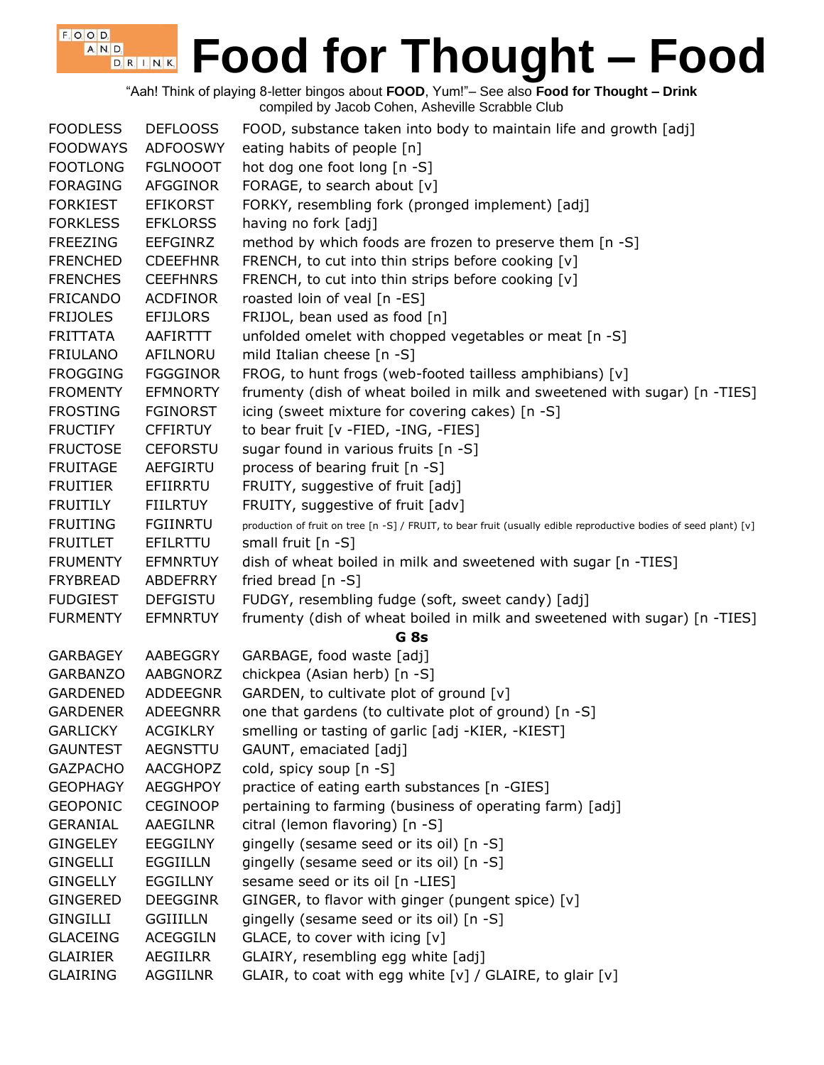# Food for Thought – Food

"Aah! Think of playing 8-letter bingos about **FOOD**, Yum!"– See also **Food for Thought – Drink**
compiled by Jacob Cohen, Asheville Scrabble Club

| | | |
|---|---|---|
| FOODLESS | DEFLOOSS | FOOD, substance taken into body to maintain life and growth [adj] |
| FOODWAYS | ADFOOSWY | eating habits of people [n] |
| FOOTLONG | FGLNOOOT | hot dog one foot long [n -S] |
| FORAGING | AFGGINOR | FORAGE, to search about [v] |
| FORKIEST | EFIKORST | FORKY, resembling fork (pronged implement) [adj] |
| FORKLESS | EFKLORSS | having no fork [adj] |
| FREEZING | EEFGINRZ | method by which foods are frozen to preserve them [n -S] |
| FRENCHED | CDEEFHNR | FRENCH, to cut into thin strips before cooking [v] |
| FRENCHES | CEEFHNRS | FRENCH, to cut into thin strips before cooking [v] |
| FRICANDO | ACDFINOR | roasted loin of veal [n -ES] |
| FRIJOLES | EFIJLORS | FRIJOL, bean used as food [n] |
| FRITTATA | AAFIRTTT | unfolded omelet with chopped vegetables or meat [n -S] |
| FRIULANO | AFILNORU | mild Italian cheese [n -S] |
| FROGGING | FGGGINOR | FROG, to hunt frogs (web-footed tailless amphibians) [v] |
| FROMENTY | EFMNORTY | frumenty (dish of wheat boiled in milk and sweetened with sugar) [n -TIES] |
| FROSTING | FGINORST | icing (sweet mixture for covering cakes) [n -S] |
| FRUCTIFY | CFFIRTUY | to bear fruit [v -FIED, -ING, -FIES] |
| FRUCTOSE | CEFORSTU | sugar found in various fruits [n -S] |
| FRUITAGE | AEFGIRTU | process of bearing fruit [n -S] |
| FRUITIER | EFIIRRTU | FRUITY, suggestive of fruit [adj] |
| FRUITILY | FIILRTUY | FRUITY, suggestive of fruit [adv] |
| FRUITING | FGIINRTU | production of fruit on tree [n -S] / FRUIT, to bear fruit (usually edible reproductive bodies of seed plant) [v] |
| FRUITLET | EFILRTTU | small fruit [n -S] |
| FRUMENTY | EFMNRTUY | dish of wheat boiled in milk and sweetened with sugar [n -TIES] |
| FRYBREAD | ABDEFRRY | fried bread [n -S] |
| FUDGIEST | DEFGISTU | FUDGY, resembling fudge (soft, sweet candy) [adj] |
| FURMENTY | EFMNRTUY | frumenty (dish of wheat boiled in milk and sweetened with sugar) [n -TIES] |
| | | **G 8s** |
| GARBAGEY | AABEGGRY | GARBAGE, food waste [adj] |
| GARBANZO | AABGNORZ | chickpea (Asian herb) [n -S] |
| GARDENED | ADDEEGNR | GARDEN, to cultivate plot of ground [v] |
| GARDENER | ADEEGNRR | one that gardens (to cultivate plot of ground) [n -S] |
| GARLICKY | ACGIKLRY | smelling or tasting of garlic [adj -KIER, -KIEST] |
| GAUNTEST | AEGNSTTU | GAUNT, emaciated [adj] |
| GAZPACHO | AACGHOPZ | cold, spicy soup [n -S] |
| GEOPHAGY | AEGGHPOY | practice of eating earth substances [n -GIES] |
| GEOPONIC | CEGINOOP | pertaining to farming (business of operating farm) [adj] |
| GERANIAL | AAEGILNR | citral (lemon flavoring) [n -S] |
| GINGELEY | EEGGILNY | gingelly (sesame seed or its oil) [n -S] |
| GINGELLI | EGGIILLN | gingelly (sesame seed or its oil) [n -S] |
| GINGELLY | EGGILLNY | sesame seed or its oil [n -LIES] |
| GINGERED | DEEGGINR | GINGER, to flavor with ginger (pungent spice) [v] |
| GINGILLI | GGIIILLN | gingelly (sesame seed or its oil) [n -S] |
| GLACEING | ACEGGILN | GLACE, to cover with icing [v] |
| GLAIRIER | AEGIILRR | GLAIRY, resembling egg white [adj] |
| GLAIRING | AGGIILNR | GLAIR, to coat with egg white [v] / GLAIRE, to glair [v] |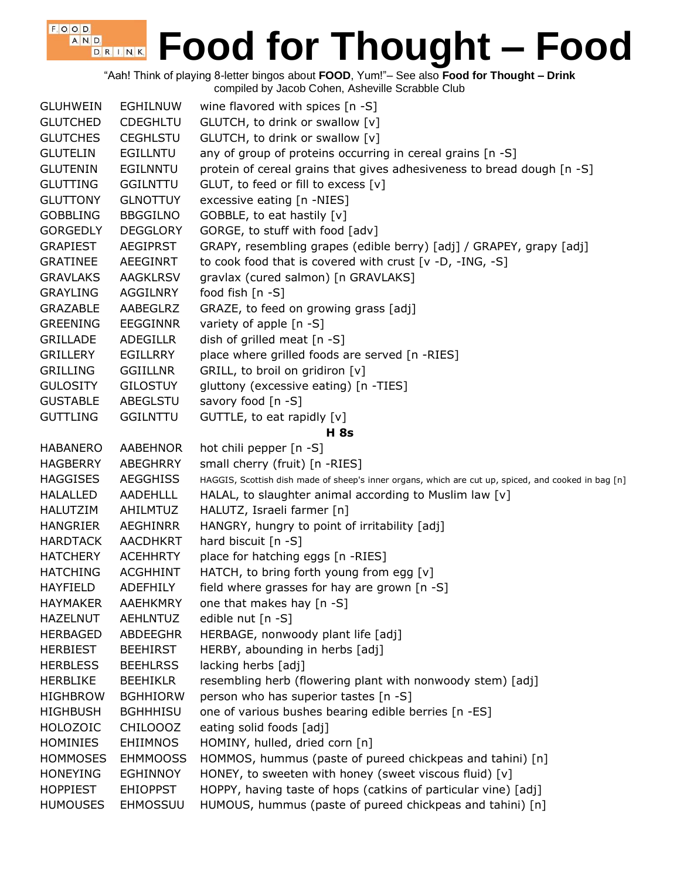# Food for Thought – Food

"Aah! Think of playing 8-letter bingos about **FOOD**, Yum!"– See also **Food for Thought – Drink**
compiled by Jacob Cohen, Asheville Scrabble Club

| | | |
|---|---|---|
| GLUHWEIN | EGHILNUW | wine flavored with spices [n -S] |
| GLUTCHED | CDEGHLTU | GLUTCH, to drink or swallow [v] |
| GLUTCHES | CEGHLSTU | GLUTCH, to drink or swallow [v] |
| GLUTELIN | EGILLNTU | any of group of proteins occurring in cereal grains [n -S] |
| GLUTENIN | EGILNNTU | protein of cereal grains that gives adhesiveness to bread dough [n -S] |
| GLUTTING | GGILNTTU | GLUT, to feed or fill to excess [v] |
| GLUTTONY | GLNOTTUY | excessive eating [n -NIES] |
| GOBBLING | BBGGILNO | GOBBLE, to eat hastily [v] |
| GORGEDLY | DEGGLORY | GORGE, to stuff with food [adv] |
| GRAPIEST | AEGIPRST | GRAPY, resembling grapes (edible berry) [adj] / GRAPEY, grapy [adj] |
| GRATINEE | AEEGINRT | to cook food that is covered with crust [v -D, -ING, -S] |
| GRAVLAKS | AAGKLRSV | gravlax (cured salmon) [n GRAVLAKS] |
| GRAYLING | AGGILNRY | food fish [n -S] |
| GRAZABLE | AABEGLRZ | GRAZE, to feed on growing grass [adj] |
| GREENING | EEGGINNR | variety of apple [n -S] |
| GRILLADE | ADEGILLR | dish of grilled meat [n -S] |
| GRILLERY | EGILLRRY | place where grilled foods are served [n -RIES] |
| GRILLING | GGIILLNR | GRILL, to broil on gridiron [v] |
| GULOSITY | GILOSTUY | gluttony (excessive eating) [n -TIES] |
| GUSTABLE | ABEGLSTU | savory food [n -S] |
| GUTTLING | GGILNTTU | GUTTLE, to eat rapidly [v] |

**H 8s**

| | | |
|---|---|---|
| HABANERO | AABEHNOR | hot chili pepper [n -S] |
| HAGBERRY | ABEGHRRY | small cherry (fruit) [n -RIES] |
| HAGGISES | AEGGHISS | HAGGIS, Scottish dish made of sheep's inner organs, which are cut up, spiced, and cooked in bag [n] |
| HALALLED | AADEHLLL | HALAL, to slaughter animal according to Muslim law [v] |
| HALUTZIM | AHILMTUZ | HALUTZ, Israeli farmer [n] |
| HANGRIER | AEGHINRR | HANGRY, hungry to point of irritability [adj] |
| HARDTACK | AACDHKRT | hard biscuit [n -S] |
| HATCHERY | ACEHHRTY | place for hatching eggs [n -RIES] |
| HATCHING | ACGHHINT | HATCH, to bring forth young from egg [v] |
| HAYFIELD | ADEFHILY | field where grasses for hay are grown [n -S] |
| HAYMAKER | AAEHKMRY | one that makes hay [n -S] |
| HAZELNUT | AEHLNTUZ | edible nut [n -S] |
| HERBAGED | ABDEEGHR | HERBAGE, nonwoody plant life [adj] |
| HERBIEST | BEEHIRST | HERBY, abounding in herbs [adj] |
| HERBLESS | BEEHLRSS | lacking herbs [adj] |
| HERBLIKE | BEEHIKLR | resembling herb (flowering plant with nonwoody stem) [adj] |
| HIGHBROW | BGHHIORW | person who has superior tastes [n -S] |
| HIGHBUSH | BGHHHISU | one of various bushes bearing edible berries [n -ES] |
| HOLOZOIC | CHILOOOZ | eating solid foods [adj] |
| HOMINIES | EHIIMNOS | HOMINY, hulled, dried corn [n] |
| HOMMOSES | EHMMOOSS | HOMMOS, hummus (paste of pureed chickpeas and tahini) [n] |
| HONEYING | EGHINNOY | HONEY, to sweeten with honey (sweet viscous fluid) [v] |
| HOPPIEST | EHIOPPST | HOPPY, having taste of hops (catkins of particular vine) [adj] |
| HUMOUSES | EHMOSSUU | HUMOUS, hummus (paste of pureed chickpeas and tahini) [n] |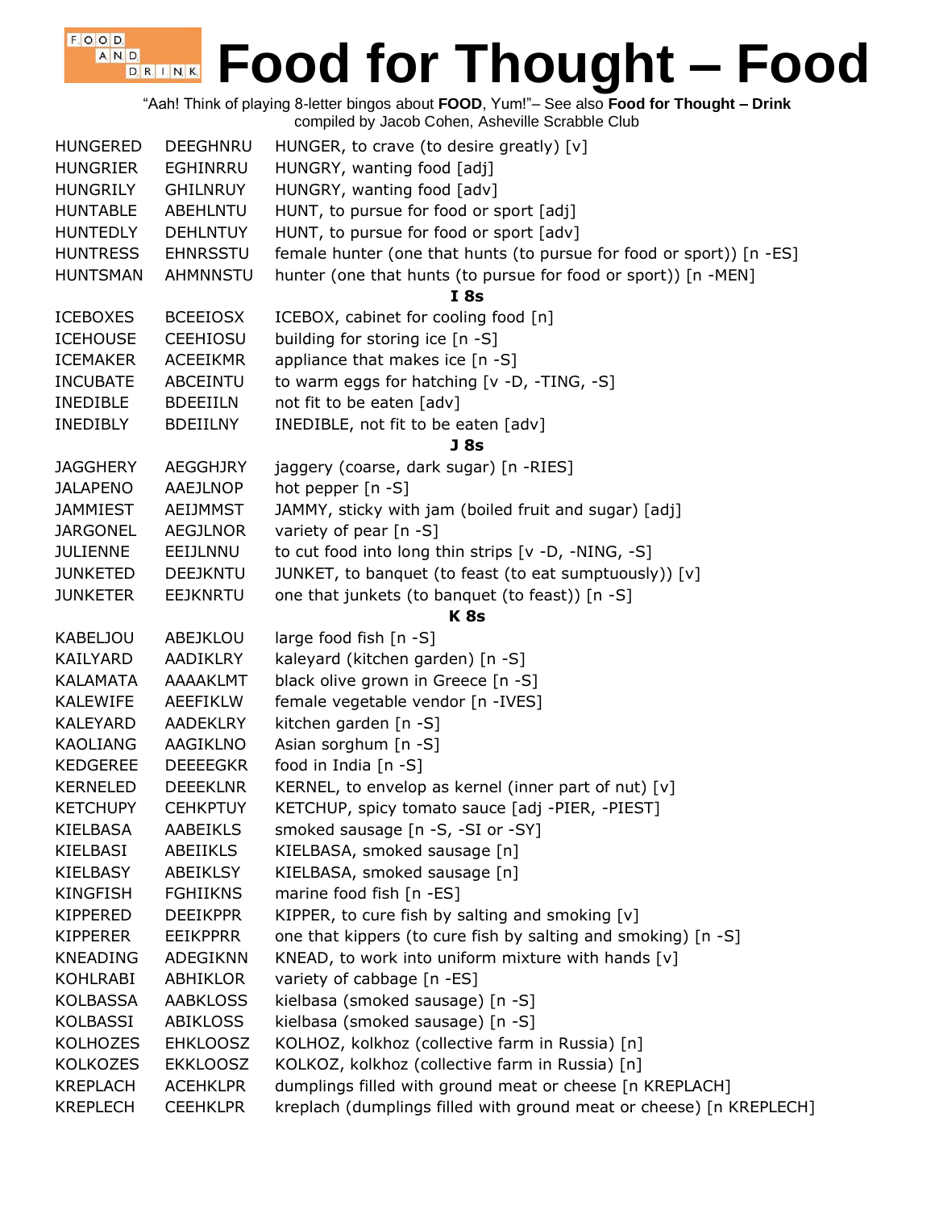# Food for Thought – Food

"Aah! Think of playing 8-letter bingos about **FOOD**, Yum!"– See also **Food for Thought – Drink**
compiled by Jacob Cohen, Asheville Scrabble Club

| | | |
|---|---|---|
| HUNGERED | DEEGHNRU | HUNGER, to crave (to desire greatly) [v] |
| HUNGRIER | EGHINRRU | HUNGRY, wanting food [adj] |
| HUNGRILY | GHILNRUY | HUNGRY, wanting food [adv] |
| HUNTABLE | ABEHLNTU | HUNT, to pursue for food or sport [adj] |
| HUNTEDLY | DEHLNTUY | HUNT, to pursue for food or sport [adv] |
| HUNTRESS | EHNRSSTU | female hunter (one that hunts (to pursue for food or sport)) [n -ES] |
| HUNTSMAN | AHMNNSTU | hunter (one that hunts (to pursue for food or sport)) [n -MEN] |

**I 8s**

| | | |
|---|---|---|
| ICEBOXES | BCEEIOSX | ICEBOX, cabinet for cooling food [n] |
| ICEHOUSE | CEEHIOSU | building for storing ice [n -S] |
| ICEMAKER | ACEEIKMR | appliance that makes ice [n -S] |
| INCUBATE | ABCEINTU | to warm eggs for hatching [v -D, -TING, -S] |
| INEDIBLE | BDEEIILN | not fit to be eaten [adv] |
| INEDIBLY | BDEIILNY | INEDIBLE, not fit to be eaten [adv] |

**J 8s**

| | | |
|---|---|---|
| JAGGHERY | AEGGHJRY | jaggery (coarse, dark sugar) [n -RIES] |
| JALAPENO | AAEJLNOP | hot pepper [n -S] |
| JAMMIEST | AEIJMMST | JAMMY, sticky with jam (boiled fruit and sugar) [adj] |
| JARGONEL | AEGJLNOR | variety of pear [n -S] |
| JULIENNE | EEIJLNNU | to cut food into long thin strips [v -D, -NING, -S] |
| JUNKETED | DEEJKNTU | JUNKET, to banquet (to feast (to eat sumptuously)) [v] |
| JUNKETER | EEJKNRTU | one that junkets (to banquet (to feast)) [n -S] |

**K 8s**

| | | |
|---|---|---|
| KABELJOU | ABEJKLOU | large food fish [n -S] |
| KAILYARD | AADIKLRY | kaleyard (kitchen garden) [n -S] |
| KALAMATA | AAAAKLMT | black olive grown in Greece [n -S] |
| KALEWIFE | AEEFIKLW | female vegetable vendor [n -IVES] |
| KALEYARD | AADEKLRY | kitchen garden [n -S] |
| KAOLIANG | AAGIKLNO | Asian sorghum [n -S] |
| KEDGEREE | DEEEEGKR | food in India [n -S] |
| KERNELED | DEEEKLNR | KERNEL, to envelop as kernel (inner part of nut) [v] |
| KETCHUPY | CEHKPTUY | KETCHUP, spicy tomato sauce [adj -PIER, -PIEST] |
| KIELBASA | AABEIKLS | smoked sausage [n -S, -SI or -SY] |
| KIELBASI | ABEIIKLS | KIELBASA, smoked sausage [n] |
| KIELBASY | ABEIKLSY | KIELBASA, smoked sausage [n] |
| KINGFISH | FGHIIKNS | marine food fish [n -ES] |
| KIPPERED | DEEIKPPR | KIPPER, to cure fish by salting and smoking [v] |
| KIPPERER | EEIKPPRR | one that kippers (to cure fish by salting and smoking) [n -S] |
| KNEADING | ADEGIKNN | KNEAD, to work into uniform mixture with hands [v] |
| KOHLRABI | ABHIKLOR | variety of cabbage [n -ES] |
| KOLBASSA | AABKLOSS | kielbasa (smoked sausage) [n -S] |
| KOLBASSI | ABIKLOSS | kielbasa (smoked sausage) [n -S] |
| KOLHOZES | EHKLOOSZ | KOLHOZ, kolkhoz (collective farm in Russia) [n] |
| KOLKOZES | EKKLOOSZ | KOLKOZ, kolkhoz (collective farm in Russia) [n] |
| KREPLACH | ACEHKLPR | dumplings filled with ground meat or cheese [n KREPLACH] |
| KREPLECH | CEEHKLPR | kreplach (dumplings filled with ground meat or cheese) [n KREPLECH] |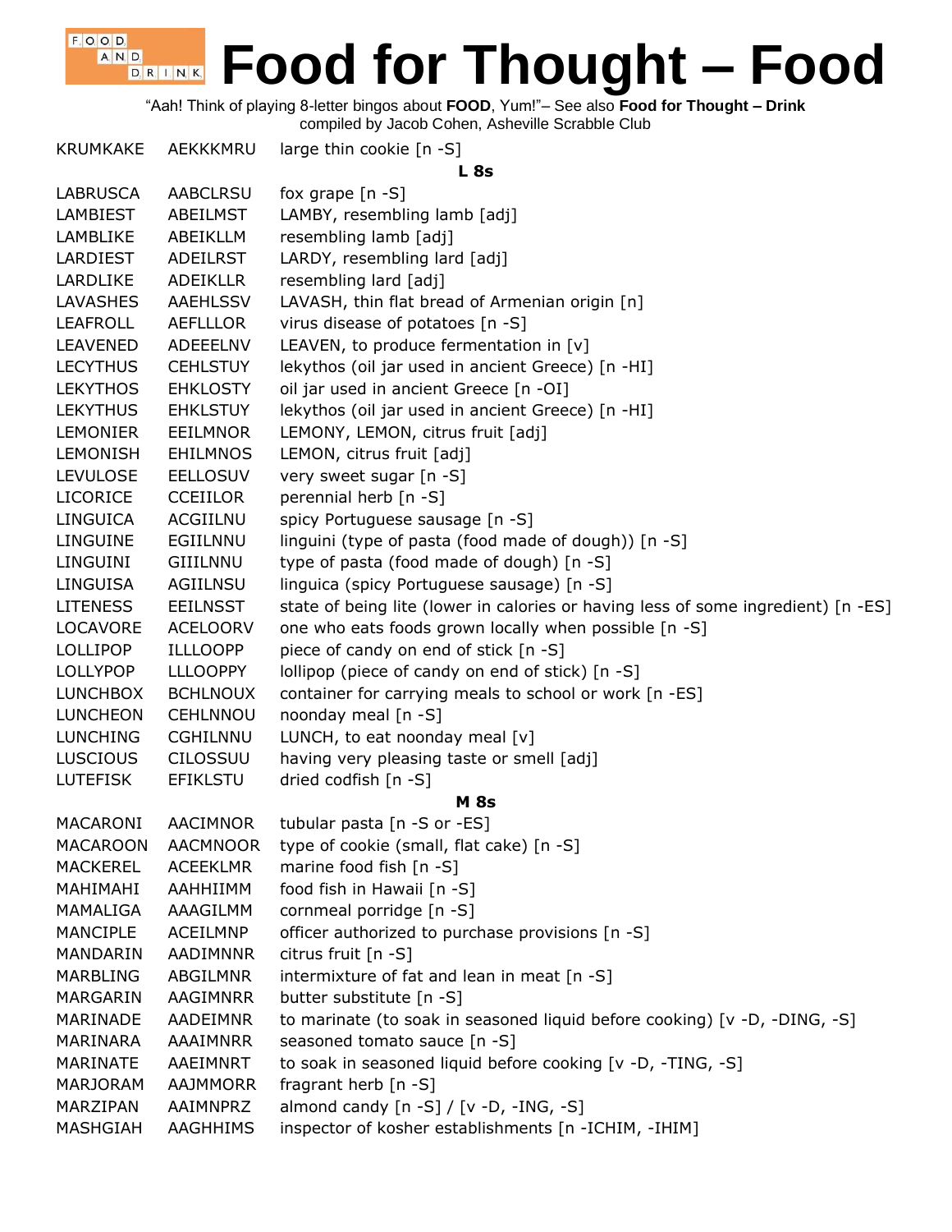# Food for Thought – Food

"Aah! Think of playing 8-letter bingos about **FOOD**, Yum!"– See also **Food for Thought – Drink**
compiled by Jacob Cohen, Asheville Scrabble Club

| | | |
|---|---|---|
| KRUMKAKE | AEKKKMRU | large thin cookie [n -S] |

**L 8s**

| | | |
|---|---|---|
| LABRUSCA | AABCLRSU | fox grape [n -S] |
| LAMBIEST | ABEILMST | LAMBY, resembling lamb [adj] |
| LAMBLIKE | ABEIKLLM | resembling lamb [adj] |
| LARDIEST | ADEILRST | LARDY, resembling lard [adj] |
| LARDLIKE | ADEIKLLR | resembling lard [adj] |
| LAVASHES | AAEHLSSV | LAVASH, thin flat bread of Armenian origin [n] |
| LEAFROLL | AEFLLLOR | virus disease of potatoes [n -S] |
| LEAVENED | ADEEELNV | LEAVEN, to produce fermentation in [v] |
| LECYTHUS | CEHLSTUY | lekythos (oil jar used in ancient Greece) [n -HI] |
| LEKYTHOS | EHKLOSTY | oil jar used in ancient Greece [n -OI] |
| LEKYTHUS | EHKLSTUY | lekythos (oil jar used in ancient Greece) [n -HI] |
| LEMONIER | EEILMNOR | LEMONY, LEMON, citrus fruit [adj] |
| LEMONISH | EHILMNOS | LEMON, citrus fruit [adj] |
| LEVULOSE | EELLOSUV | very sweet sugar [n -S] |
| LICORICE | CCEIILOR | perennial herb [n -S] |
| LINGUICA | ACGIILNU | spicy Portuguese sausage [n -S] |
| LINGUINE | EGIILNNU | linguini (type of pasta (food made of dough)) [n -S] |
| LINGUINI | GIIILNNU | type of pasta (food made of dough) [n -S] |
| LINGUISA | AGIILNSU | linguica (spicy Portuguese sausage) [n -S] |
| LITENESS | EEILNSST | state of being lite (lower in calories or having less of some ingredient) [n -ES] |
| LOCAVORE | ACELOORV | one who eats foods grown locally when possible [n -S] |
| LOLLIPOP | ILLLOOPP | piece of candy on end of stick [n -S] |
| LOLLYPOP | LLLOOPPY | lollipop (piece of candy on end of stick) [n -S] |
| LUNCHBOX | BCHLNOUX | container for carrying meals to school or work [n -ES] |
| LUNCHEON | CEHLNNOU | noonday meal [n -S] |
| LUNCHING | CGHILNNU | LUNCH, to eat noonday meal [v] |
| LUSCIOUS | CILOSSUU | having very pleasing taste or smell [adj] |
| LUTEFISK | EFIKLSTU | dried codfish [n -S] |

**M 8s**

| | | |
|---|---|---|
| MACARONI | AACIMNOR | tubular pasta [n -S or -ES] |
| MACAROON | AACMNOOR | type of cookie (small, flat cake) [n -S] |
| MACKEREL | ACEEKLMR | marine food fish [n -S] |
| MAHIMAHI | AAHHIIMM | food fish in Hawaii [n -S] |
| MAMALIGA | AAAGILMM | cornmeal porridge [n -S] |
| MANCIPLE | ACEILMNP | officer authorized to purchase provisions [n -S] |
| MANDARIN | AADIMNNR | citrus fruit [n -S] |
| MARBLING | ABGILMNR | intermixture of fat and lean in meat [n -S] |
| MARGARIN | AAGIMNRR | butter substitute [n -S] |
| MARINADE | AADEIMNR | to marinate (to soak in seasoned liquid before cooking) [v -D, -DING, -S] |
| MARINARA | AAAIMNRR | seasoned tomato sauce [n -S] |
| MARINATE | AAEIMNRT | to soak in seasoned liquid before cooking [v -D, -TING, -S] |
| MARJORAM | AAJMMORR | fragrant herb [n -S] |
| MARZIPAN | AAIMNPRZ | almond candy [n -S] / [v -D, -ING, -S] |
| MASHGIAH | AAGHHIMS | inspector of kosher establishments [n -ICHIM, -IHIM] |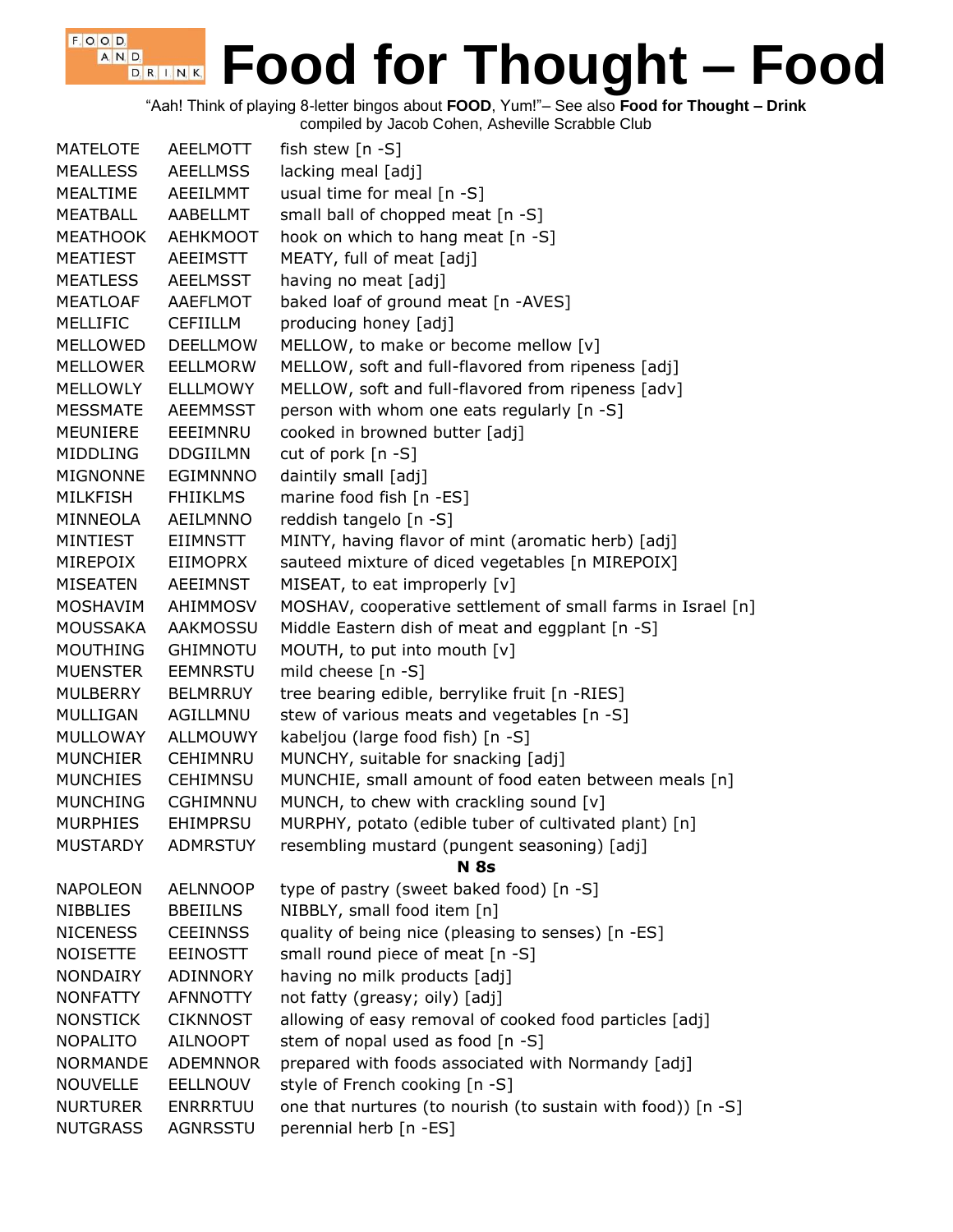# Food for Thought – Food

"Aah! Think of playing 8-letter bingos about **FOOD**, Yum!"– See also **Food for Thought – Drink**
compiled by Jacob Cohen, Asheville Scrabble Club

| | | |
|---|---|---|
| MATELOTE | AEELMOTT | fish stew [n -S] |
| MEALLESS | AEELLMSS | lacking meal [adj] |
| MEALTIME | AEEILMMT | usual time for meal [n -S] |
| MEATBALL | AABELLMT | small ball of chopped meat [n -S] |
| MEATHOOK | AEHKMOOT | hook on which to hang meat [n -S] |
| MEATIEST | AEEIMSTT | MEATY, full of meat [adj] |
| MEATLESS | AEELMSST | having no meat [adj] |
| MEATLOAF | AAEFLMOT | baked loaf of ground meat [n -AVES] |
| MELLIFIC | CEFIILLM | producing honey [adj] |
| MELLOWED | DEELLMOW | MELLOW, to make or become mellow [v] |
| MELLOWER | EELLMORW | MELLOW, soft and full-flavored from ripeness [adj] |
| MELLOWLY | ELLLMOWY | MELLOW, soft and full-flavored from ripeness [adv] |
| MESSMATE | AEEMMSST | person with whom one eats regularly [n -S] |
| MEUNIERE | EEEIMNRU | cooked in browned butter [adj] |
| MIDDLING | DDGIILMN | cut of pork [n -S] |
| MIGNONNE | EGIMNNNO | daintily small [adj] |
| MILKFISH | FHIIKLMS | marine food fish [n -ES] |
| MINNEOLA | AEILMNNO | reddish tangelo [n -S] |
| MINTIEST | EIIMNSTT | MINTY, having flavor of mint (aromatic herb) [adj] |
| MIREPOIX | EIIMOPRX | sauteed mixture of diced vegetables [n MIREPOIX] |
| MISEATEN | AEEIMNST | MISEAT, to eat improperly [v] |
| MOSHAVIM | AHIMMOSV | MOSHAV, cooperative settlement of small farms in Israel [n] |
| MOUSSAKA | AAKMOSSU | Middle Eastern dish of meat and eggplant [n -S] |
| MOUTHING | GHIMNOTU | MOUTH, to put into mouth [v] |
| MUENSTER | EEMNRSTU | mild cheese [n -S] |
| MULBERRY | BELMRRUY | tree bearing edible, berrylike fruit [n -RIES] |
| MULLIGAN | AGILLMNU | stew of various meats and vegetables [n -S] |
| MULLOWAY | ALLMOUWY | kabeljou (large food fish) [n -S] |
| MUNCHIER | CEHIMNRU | MUNCHY, suitable for snacking [adj] |
| MUNCHIES | CEHIMNSU | MUNCHIE, small amount of food eaten between meals [n] |
| MUNCHING | CGHIMNNU | MUNCH, to chew with crackling sound [v] |
| MURPHIES | EHIMPRSU | MURPHY, potato (edible tuber of cultivated plant) [n] |
| MUSTARDY | ADMRSTUY | resembling mustard (pungent seasoning) [adj] |

## N 8s

| | | |
|---|---|---|
| NAPOLEON | AELNNOOP | type of pastry (sweet baked food) [n -S] |
| NIBBLIES | BBEIILNS | NIBBLY, small food item [n] |
| NICENESS | CEEINNSS | quality of being nice (pleasing to senses) [n -ES] |
| NOISETTE | EEINOSTT | small round piece of meat [n -S] |
| NONDAIRY | ADINNORY | having no milk products [adj] |
| NONFATTY | AFNNOTTY | not fatty (greasy; oily) [adj] |
| NONSTICK | CIKNNOST | allowing of easy removal of cooked food particles [adj] |
| NOPALITO | AILNOOPT | stem of nopal used as food [n -S] |
| NORMANDE | ADEMNNOR | prepared with foods associated with Normandy [adj] |
| NOUVELLE | EELLNOUV | style of French cooking [n -S] |
| NURTURER | ENRRRTUU | one that nurtures (to nourish (to sustain with food)) [n -S] |
| NUTGRASS | AGNRSSTU | perennial herb [n -ES] |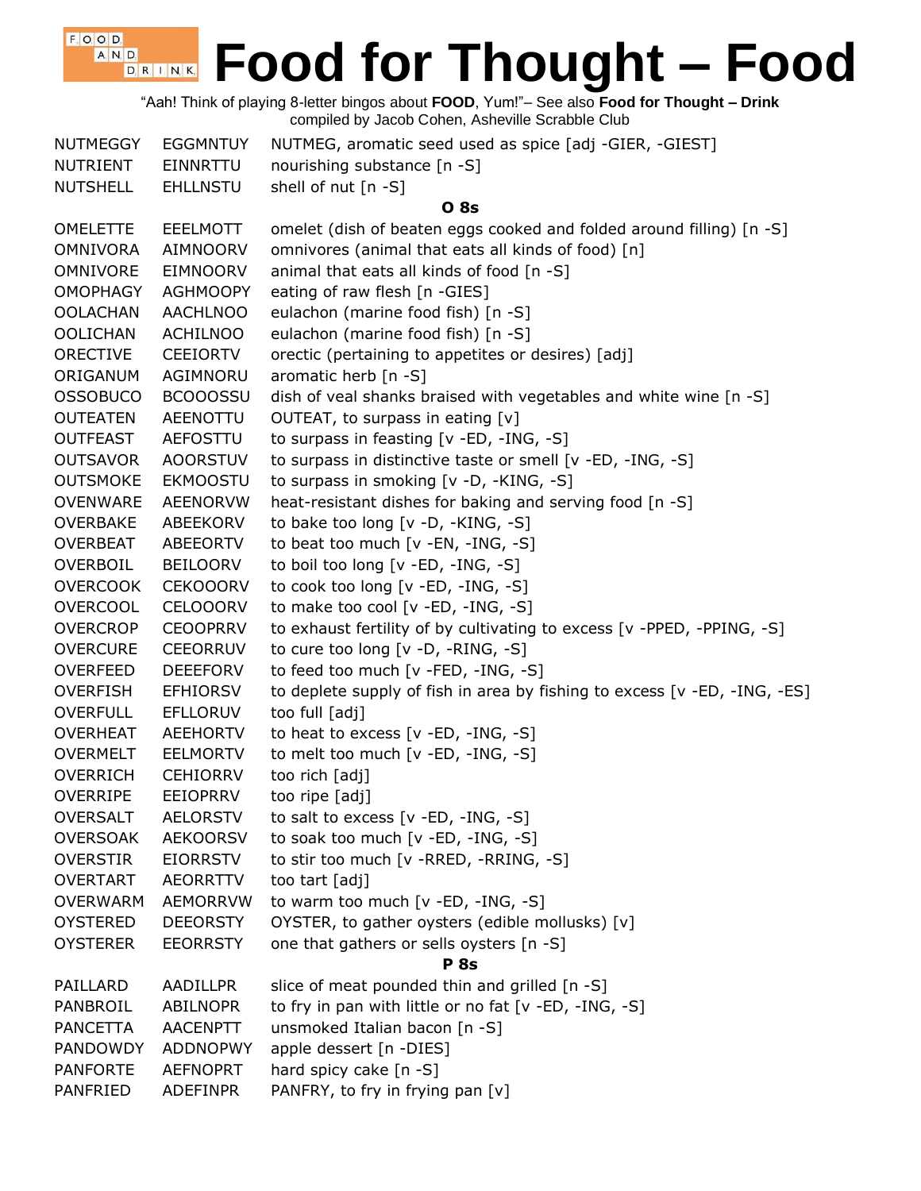# Food for Thought – Food

"Aah! Think of playing 8-letter bingos about **FOOD**, Yum!"– See also **Food for Thought – Drink**
compiled by Jacob Cohen, Asheville Scrabble Club

| | | |
|---|---|---|
| NUTMEGGY | EGGMNTUY | NUTMEG, aromatic seed used as spice [adj -GIER, -GIEST] |
| NUTRIENT | EINNRTTU | nourishing substance [n -S] |
| NUTSHELL | EHLLNSTU | shell of nut [n -S] |

**O 8s**

| | | |
|---|---|---|
| OMELETTE | EEELMOTT | omelet (dish of beaten eggs cooked and folded around filling) [n -S] |
| OMNIVORA | AIMNOORV | omnivores (animal that eats all kinds of food) [n] |
| OMNIVORE | EIMNOORV | animal that eats all kinds of food [n -S] |
| OMOPHAGY | AGHMOOPY | eating of raw flesh [n -GIES] |
| OOLACHAN | AACHLNOO | eulachon (marine food fish) [n -S] |
| OOLICHAN | ACHILNOO | eulachon (marine food fish) [n -S] |
| ORECTIVE | CEEIORTV | orectic (pertaining to appetites or desires) [adj] |
| ORIGANUM | AGIMNORU | aromatic herb [n -S] |
| OSSOBUCO | BCOOOSSU | dish of veal shanks braised with vegetables and white wine [n -S] |
| OUTEATEN | AEENOTTU | OUTEAT, to surpass in eating [v] |
| OUTFEAST | AEFOSTTU | to surpass in feasting [v -ED, -ING, -S] |
| OUTSAVOR | AOORSTUV | to surpass in distinctive taste or smell [v -ED, -ING, -S] |
| OUTSMOKE | EKMOOSTU | to surpass in smoking [v -D, -KING, -S] |
| OVENWARE | AEENORVW | heat-resistant dishes for baking and serving food [n -S] |
| OVERBAKE | ABEEKORV | to bake too long [v -D, -KING, -S] |
| OVERBEAT | ABEEORTV | to beat too much [v -EN, -ING, -S] |
| OVERBOIL | BEILOORV | to boil too long [v -ED, -ING, -S] |
| OVERCOOK | CEKOOORV | to cook too long [v -ED, -ING, -S] |
| OVERCOOL | CELOOORV | to make too cool [v -ED, -ING, -S] |
| OVERCROP | CEOOPRRV | to exhaust fertility of by cultivating to excess [v -PPED, -PPING, -S] |
| OVERCURE | CEEORRUV | to cure too long [v -D, -RING, -S] |
| OVERFEED | DEEEFORV | to feed too much [v -FED, -ING, -S] |
| OVERFISH | EFHIORSV | to deplete supply of fish in area by fishing to excess [v -ED, -ING, -ES] |
| OVERFULL | EFLLORUV | too full [adj] |
| OVERHEAT | AEEHORTV | to heat to excess [v -ED, -ING, -S] |
| OVERMELT | EELMORTV | to melt too much [v -ED, -ING, -S] |
| OVERRICH | CEHIORRV | too rich [adj] |
| OVERRIPE | EEIOPRRV | too ripe [adj] |
| OVERSALT | AELORSTV | to salt to excess [v -ED, -ING, -S] |
| OVERSOAK | AEKOORSV | to soak too much [v -ED, -ING, -S] |
| OVERSTIR | EIORRSTV | to stir too much [v -RRED, -RRING, -S] |
| OVERTART | AEORRTTV | too tart [adj] |
| OVERWARM | AEMORRVW | to warm too much [v -ED, -ING, -S] |
| OYSTERED | DEEORSTY | OYSTER, to gather oysters (edible mollusks) [v] |
| OYSTERER | EEORRSTY | one that gathers or sells oysters [n -S] |

**P 8s**

| | | |
|---|---|---|
| PAILLARD | AADILLPR | slice of meat pounded thin and grilled [n -S] |
| PANBROIL | ABILNOPR | to fry in pan with little or no fat [v -ED, -ING, -S] |
| PANCETTA | AACENPTT | unsmoked Italian bacon [n -S] |
| PANDOWDY | ADDNOPWY | apple dessert [n -DIES] |
| PANFORTE | AEFNOPRT | hard spicy cake [n -S] |
| PANFRIED | ADEFINPR | PANFRY, to fry in frying pan [v] |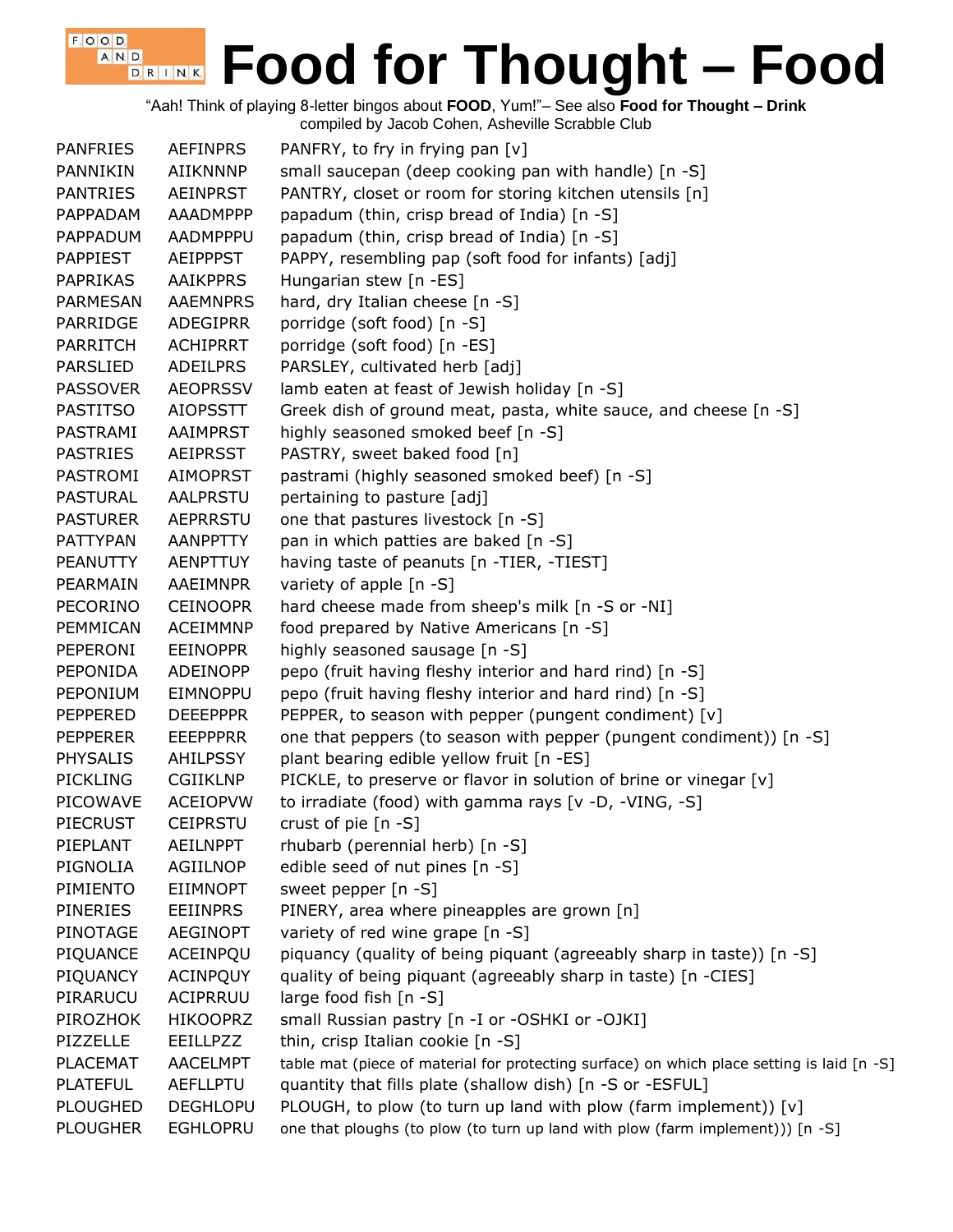# Food for Thought – Food

"Aah! Think of playing 8-letter bingos about **FOOD**, Yum!"– See also **Food for Thought – Drink**
compiled by Jacob Cohen, Asheville Scrabble Club

| | | |
|---|---|---|
| PANFRIES | AEFINPRS | PANFRY, to fry in frying pan [v] |
| PANNIKIN | AIIKNNNP | small saucepan (deep cooking pan with handle) [n -S] |
| PANTRIES | AEINPRST | PANTRY, closet or room for storing kitchen utensils [n] |
| PAPPADAM | AAADMPPP | papadum (thin, crisp bread of India) [n -S] |
| PAPPADUM | AADMPPPU | papadum (thin, crisp bread of India) [n -S] |
| PAPPIEST | AEIPPPST | PAPPY, resembling pap (soft food for infants) [adj] |
| PAPRIKAS | AAIKPPRS | Hungarian stew [n -ES] |
| PARMESAN | AAEMNPRS | hard, dry Italian cheese [n -S] |
| PARRIDGE | ADEGIPRR | porridge (soft food) [n -S] |
| PARRITCH | ACHIPRRT | porridge (soft food) [n -ES] |
| PARSLIED | ADEILPRS | PARSLEY, cultivated herb [adj] |
| PASSOVER | AEOPRSSV | lamb eaten at feast of Jewish holiday [n -S] |
| PASTITSO | AIOPSSTT | Greek dish of ground meat, pasta, white sauce, and cheese [n -S] |
| PASTRAMI | AAIMPRST | highly seasoned smoked beef [n -S] |
| PASTRIES | AEIPRSST | PASTRY, sweet baked food [n] |
| PASTROMI | AIMOPRST | pastrami (highly seasoned smoked beef) [n -S] |
| PASTURAL | AALPRSTU | pertaining to pasture [adj] |
| PASTURER | AEPRRSTU | one that pastures livestock [n -S] |
| PATTYPAN | AANPPTTY | pan in which patties are baked [n -S] |
| PEANUTTY | AENPTTUY | having taste of peanuts [n -TIER, -TIEST] |
| PEARMAIN | AAEIMNPR | variety of apple [n -S] |
| PECORINO | CEINOOPR | hard cheese made from sheep's milk [n -S or -NI] |
| PEMMICAN | ACEIMMNP | food prepared by Native Americans [n -S] |
| PEPERONI | EEINOPPR | highly seasoned sausage [n -S] |
| PEPONIDA | ADEINOPP | pepo (fruit having fleshy interior and hard rind) [n -S] |
| PEPONIUM | EIMNOPPU | pepo (fruit having fleshy interior and hard rind) [n -S] |
| PEPPERED | DEEEPPPR | PEPPER, to season with pepper (pungent condiment) [v] |
| PEPPERER | EEEPPPRR | one that peppers (to season with pepper (pungent condiment)) [n -S] |
| PHYSALIS | AHILPSSY | plant bearing edible yellow fruit [n -ES] |
| PICKLING | CGIIKLNP | PICKLE, to preserve or flavor in solution of brine or vinegar [v] |
| PICOWAVE | ACEIOPVW | to irradiate (food) with gamma rays [v -D, -VING, -S] |
| PIECRUST | CEIPRSTU | crust of pie [n -S] |
| PIEPLANT | AEILNPPT | rhubarb (perennial herb) [n -S] |
| PIGNOLIA | AGIILNOP | edible seed of nut pines [n -S] |
| PIMIENTO | EIIMNOPT | sweet pepper [n -S] |
| PINERIES | EEIINPRS | PINERY, area where pineapples are grown [n] |
| PINOTAGE | AEGINOPT | variety of red wine grape [n -S] |
| PIQUANCE | ACEINPQU | piquancy (quality of being piquant (agreeably sharp in taste)) [n -S] |
| PIQUANCY | ACINPQUY | quality of being piquant (agreeably sharp in taste) [n -CIES] |
| PIRARUCU | ACIPRRUU | large food fish [n -S] |
| PIROZHOK | HIKOOPRZ | small Russian pastry [n -I or -OSHKI or -OJKI] |
| PIZZELLE | EEILLPZZ | thin, crisp Italian cookie [n -S] |
| PLACEMAT | AACELMPT | table mat (piece of material for protecting surface) on which place setting is laid [n -S] |
| PLATEFUL | AEFLLPTU | quantity that fills plate (shallow dish) [n -S or -ESFUL] |
| PLOUGHED | DEGHLOPU | PLOUGH, to plow (to turn up land with plow (farm implement)) [v] |
| PLOUGHER | EGHLOPRU | one that ploughs (to plow (to turn up land with plow (farm implement))) [n -S] |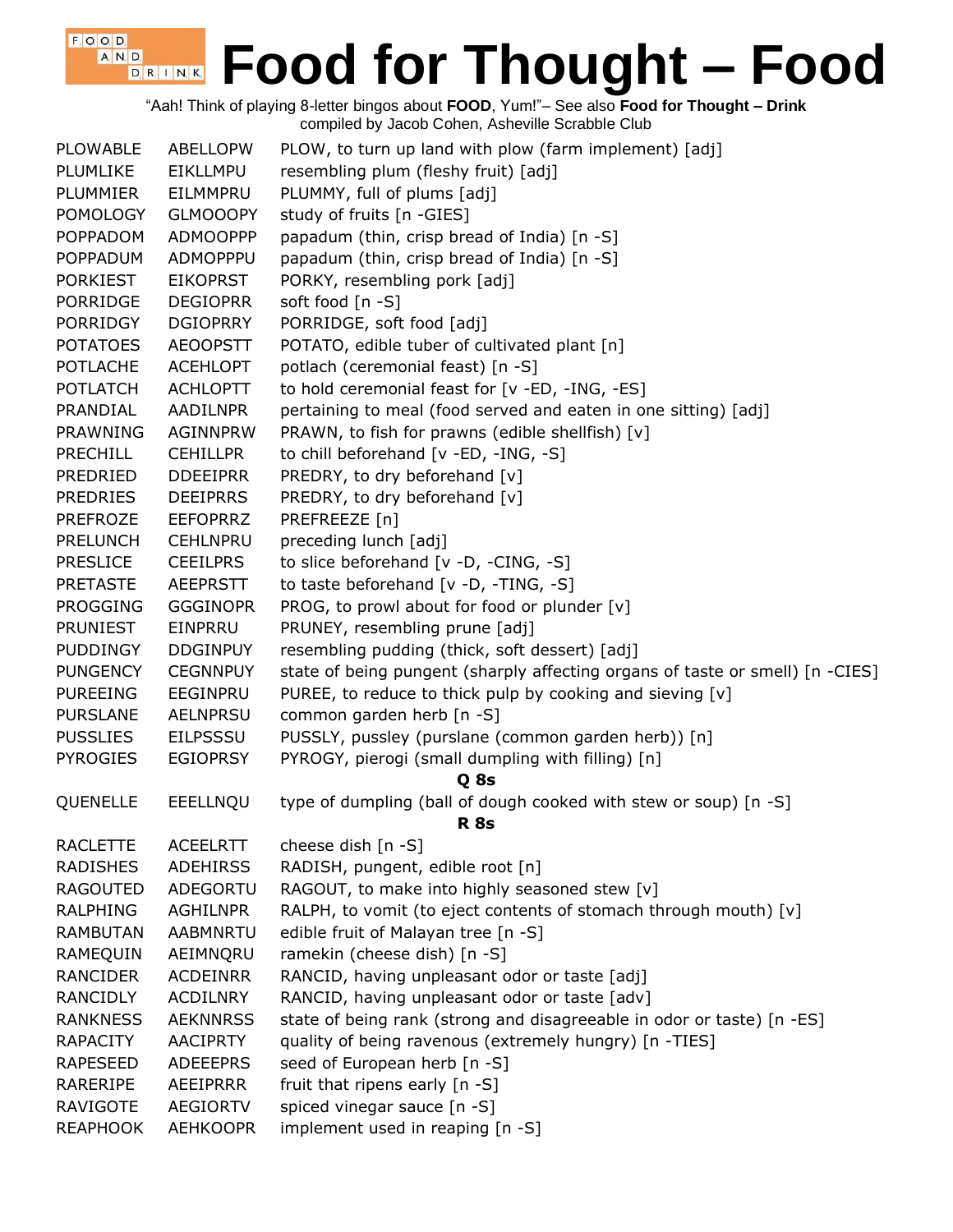# Food for Thought – Food

"Aah! Think of playing 8-letter bingos about **FOOD**, Yum!"– See also **Food for Thought – Drink**
compiled by Jacob Cohen, Asheville Scrabble Club

| | | |
|---|---|---|
| PLOWABLE | ABELLOPW | PLOW, to turn up land with plow (farm implement) [adj] |
| PLUMLIKE | EIKLLMPU | resembling plum (fleshy fruit) [adj] |
| PLUMMIER | EILMMPRU | PLUMMY, full of plums [adj] |
| POMOLOGY | GLMOOOPY | study of fruits [n -GIES] |
| POPPADOM | ADMOOPPP | papadum (thin, crisp bread of India) [n -S] |
| POPPADUM | ADMOPPPU | papadum (thin, crisp bread of India) [n -S] |
| PORKIEST | EIKOPRST | PORKY, resembling pork [adj] |
| PORRIDGE | DEGIOPRR | soft food [n -S] |
| PORRIDGY | DGIOPRRY | PORRIDGE, soft food [adj] |
| POTATOES | AEOOPSTT | POTATO, edible tuber of cultivated plant [n] |
| POTLACHE | ACEHLOPT | potlach (ceremonial feast) [n -S] |
| POTLATCH | ACHLOPTT | to hold ceremonial feast for [v -ED, -ING, -ES] |
| PRANDIAL | AADILNPR | pertaining to meal (food served and eaten in one sitting) [adj] |
| PRAWNING | AGINNPRW | PRAWN, to fish for prawns (edible shellfish) [v] |
| PRECHILL | CEHILLPR | to chill beforehand [v -ED, -ING, -S] |
| PREDRIED | DDEEIPRR | PREDRY, to dry beforehand [v] |
| PREDRIES | DEEIPRRS | PREDRY, to dry beforehand [v] |
| PREFROZE | EEFOPRRZ | PREFREEZE [n] |
| PRELUNCH | CEHLNPRU | preceding lunch [adj] |
| PRESLICE | CEEILPRS | to slice beforehand [v -D, -CING, -S] |
| PRETASTE | AEEPRSTT | to taste beforehand [v -D, -TING, -S] |
| PROGGING | GGGINOPR | PROG, to prowl about for food or plunder [v] |
| PRUNIEST | EINPRRU | PRUNEY, resembling prune [adj] |
| PUDDINGY | DDGINPUY | resembling pudding (thick, soft dessert) [adj] |
| PUNGENCY | CEGNNPUY | state of being pungent (sharply affecting organs of taste or smell) [n -CIES] |
| PUREEING | EEGINPRU | PUREE, to reduce to thick pulp by cooking and sieving [v] |
| PURSLANE | AELNPRSU | common garden herb [n -S] |
| PUSSLIES | EILPSSSU | PUSSLY, pussley (purslane (common garden herb)) [n] |
| PYROGIES | EGIOPRSY | PYROGY, pierogi (small dumpling with filling) [n] |
| | | **Q 8s** |
| QUENELLE | EEELLNQU | type of dumpling (ball of dough cooked with stew or soup) [n -S] |
| | | **R 8s** |
| RACLETTE | ACEELRTT | cheese dish [n -S] |
| RADISHES | ADEHIRSS | RADISH, pungent, edible root [n] |
| RAGOUTED | ADEGORTU | RAGOUT, to make into highly seasoned stew [v] |
| RALPHING | AGHILNPR | RALPH, to vomit (to eject contents of stomach through mouth) [v] |
| RAMBUTAN | AABMNRTU | edible fruit of Malayan tree [n -S] |
| RAMEQUIN | AEIMNQRU | ramekin (cheese dish) [n -S] |
| RANCIDER | ACDEINRR | RANCID, having unpleasant odor or taste [adj] |
| RANCIDLY | ACDILNRY | RANCID, having unpleasant odor or taste [adv] |
| RANKNESS | AEKNNRSS | state of being rank (strong and disagreeable in odor or taste) [n -ES] |
| RAPACITY | AACIPRTY | quality of being ravenous (extremely hungry) [n -TIES] |
| RAPESEED | ADEEEPRS | seed of European herb [n -S] |
| RARERIPE | AEEIPRRR | fruit that ripens early [n -S] |
| RAVIGOTE | AEGIORTV | spiced vinegar sauce [n -S] |
| REAPHOOK | AEHKOOPR | implement used in reaping [n -S] |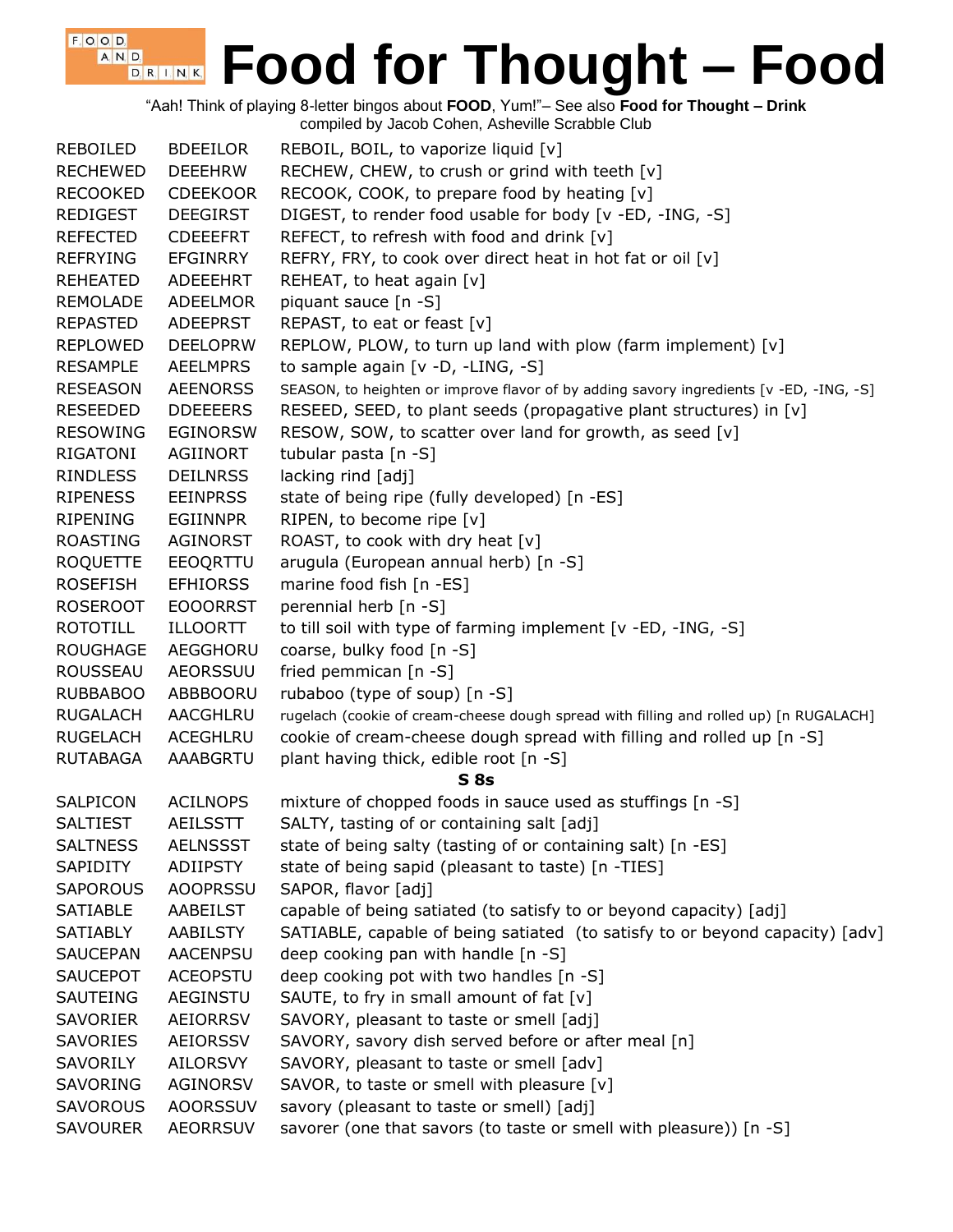# Food for Thought – Food

"Aah! Think of playing 8-letter bingos about **FOOD**, Yum!"– See also **Food for Thought – Drink**
compiled by Jacob Cohen, Asheville Scrabble Club

| | | |
|---|---|---|
| REBOILED | BDEEILOR | REBOIL, BOIL, to vaporize liquid [v] |
| RECHEWED | DEEEHRW | RECHEW, CHEW, to crush or grind with teeth [v] |
| RECOOKED | CDEEKOOR | RECOOK, COOK, to prepare food by heating [v] |
| REDIGEST | DEEGIRST | DIGEST, to render food usable for body [v -ED, -ING, -S] |
| REFECTED | CDEEEFRT | REFECT, to refresh with food and drink [v] |
| REFRYING | EFGINRRY | REFRY, FRY, to cook over direct heat in hot fat or oil [v] |
| REHEATED | ADEEEHRT | REHEAT, to heat again [v] |
| REMOLADE | ADEELMOR | piquant sauce [n -S] |
| REPASTED | ADEEPRST | REPAST, to eat or feast [v] |
| REPLOWED | DEELOPRW | REPLOW, PLOW, to turn up land with plow (farm implement) [v] |
| RESAMPLE | AEELMPRS | to sample again [v -D, -LING, -S] |
| RESEASON | AEENORSS | SEASON, to heighten or improve flavor of by adding savory ingredients [v -ED, -ING, -S] |
| RESEEDED | DDEEEERS | RESEED, SEED, to plant seeds (propagative plant structures) in [v] |
| RESOWING | EGINORSW | RESOW, SOW, to scatter over land for growth, as seed [v] |
| RIGATONI | AGIINORT | tubular pasta [n -S] |
| RINDLESS | DEILNRSS | lacking rind [adj] |
| RIPENESS | EEINPRSS | state of being ripe (fully developed) [n -ES] |
| RIPENING | EGIINNPR | RIPEN, to become ripe [v] |
| ROASTING | AGINORST | ROAST, to cook with dry heat [v] |
| ROQUETTE | EEOQRTTU | arugula (European annual herb) [n -S] |
| ROSEFISH | EFHIORSS | marine food fish [n -ES] |
| ROSEROOT | EOOORRST | perennial herb [n -S] |
| ROTOTILL | ILLOORTT | to till soil with type of farming implement [v -ED, -ING, -S] |
| ROUGHAGE | AEGGHORU | coarse, bulky food [n -S] |
| ROUSSEAU | AEORSSUU | fried pemmican [n -S] |
| RUBBABOO | ABBBOORU | rubaboo (type of soup) [n -S] |
| RUGALACH | AACGHLRU | rugelach (cookie of cream-cheese dough spread with filling and rolled up) [n RUGALACH] |
| RUGELACH | ACEGHLRU | cookie of cream-cheese dough spread with filling and rolled up [n -S] |
| RUTABAGA | AAABGRTU | plant having thick, edible root [n -S] |

## S 8s

| | | |
|---|---|---|
| SALPICON | ACILNOPS | mixture of chopped foods in sauce used as stuffings [n -S] |
| SALTIEST | AEILSSTT | SALTY, tasting of or containing salt [adj] |
| SALTNESS | AELNSSST | state of being salty (tasting of or containing salt) [n -ES] |
| SAPIDITY | ADIIPSTY | state of being sapid (pleasant to taste) [n -TIES] |
| SAPOROUS | AOOPRSSU | SAPOR, flavor [adj] |
| SATIABLE | AABEILST | capable of being satiated (to satisfy to or beyond capacity) [adj] |
| SATIABLY | AABILSTY | SATIABLE, capable of being satiated (to satisfy to or beyond capacity) [adv] |
| SAUCEPAN | AACENPSU | deep cooking pan with handle [n -S] |
| SAUCEPOT | ACEOPSTU | deep cooking pot with two handles [n -S] |
| SAUTEING | AEGINSTU | SAUTE, to fry in small amount of fat [v] |
| SAVORIER | AEIORRSV | SAVORY, pleasant to taste or smell [adj] |
| SAVORIES | AEIORSSV | SAVORY, savory dish served before or after meal [n] |
| SAVORILY | AILORSVY | SAVORY, pleasant to taste or smell [adv] |
| SAVORING | AGINORSV | SAVOR, to taste or smell with pleasure [v] |
| SAVOROUS | AOORSSUV | savory (pleasant to taste or smell) [adj] |
| SAVOURER | AEORRSUV | savorer (one that savors (to taste or smell with pleasure)) [n -S] |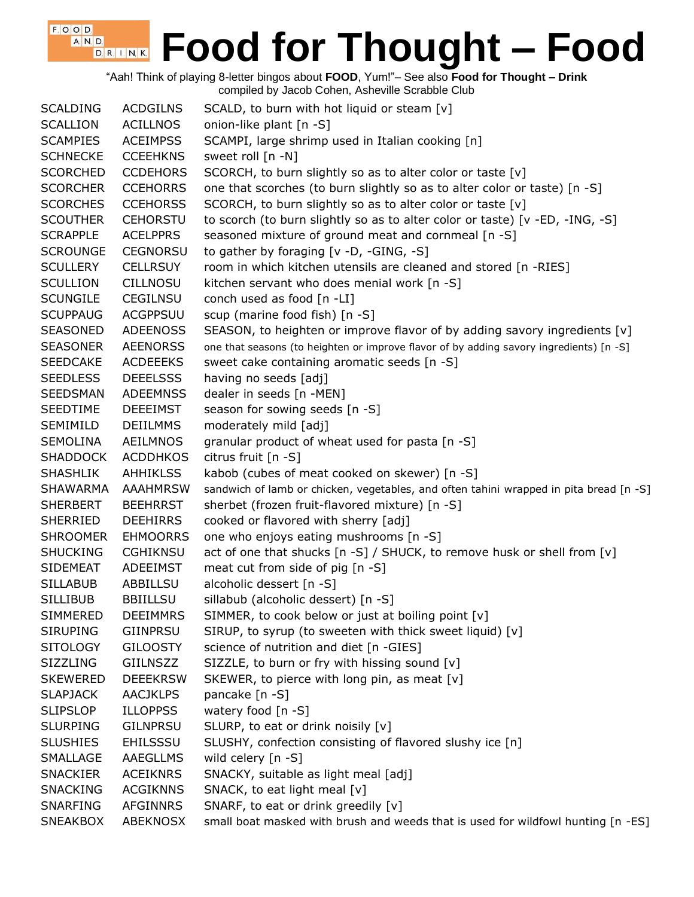# Food for Thought – Food

"Aah! Think of playing 8-letter bingos about **FOOD**, Yum!"– See also **Food for Thought – Drink**
compiled by Jacob Cohen, Asheville Scrabble Club

| | | |
|---|---|---|
| SCALDING | ACDGILNS | SCALD, to burn with hot liquid or steam [v] |
| SCALLION | ACILLNOS | onion-like plant [n -S] |
| SCAMPIES | ACEIMPSS | SCAMPI, large shrimp used in Italian cooking [n] |
| SCHNECKE | CCEEHKNS | sweet roll [n -N] |
| SCORCHED | CCDEHORS | SCORCH, to burn slightly so as to alter color or taste [v] |
| SCORCHER | CCEHORRS | one that scorches (to burn slightly so as to alter color or taste) [n -S] |
| SCORCHES | CCEHORSS | SCORCH, to burn slightly so as to alter color or taste [v] |
| SCOUTHER | CEHORSTU | to scorch (to burn slightly so as to alter color or taste) [v -ED, -ING, -S] |
| SCRAPPLE | ACELPPRS | seasoned mixture of ground meat and cornmeal [n -S] |
| SCROUNGE | CEGNORSU | to gather by foraging [v -D, -GING, -S] |
| SCULLERY | CELLRSUY | room in which kitchen utensils are cleaned and stored [n -RIES] |
| SCULLION | CILLNOSU | kitchen servant who does menial work [n -S] |
| SCUNGILE | CEGILNSU | conch used as food [n -LI] |
| SCUPPAUG | ACGPPSUU | scup (marine food fish) [n -S] |
| SEASONED | ADEENOSS | SEASON, to heighten or improve flavor of by adding savory ingredients [v] |
| SEASONER | AEENORSS | one that seasons (to heighten or improve flavor of by adding savory ingredients) [n -S] |
| SEEDCAKE | ACDEEEKS | sweet cake containing aromatic seeds [n -S] |
| SEEDLESS | DEEELSSS | having no seeds [adj] |
| SEEDSMAN | ADEEMNSS | dealer in seeds [n -MEN] |
| SEEDTIME | DEEEIMST | season for sowing seeds [n -S] |
| SEMIMILD | DEIILMMS | moderately mild [adj] |
| SEMOLINA | AEILMNOS | granular product of wheat used for pasta [n -S] |
| SHADDOCK | ACDDHKOS | citrus fruit [n -S] |
| SHASHLIK | AHHIKLSS | kabob (cubes of meat cooked on skewer) [n -S] |
| SHAWARMA | AAAHMRSW | sandwich of lamb or chicken, vegetables, and often tahini wrapped in pita bread [n -S] |
| SHERBERT | BEEHRRST | sherbet (frozen fruit-flavored mixture) [n -S] |
| SHERRIED | DEEHIRRS | cooked or flavored with sherry [adj] |
| SHROOMER | EHMOORRS | one who enjoys eating mushrooms [n -S] |
| SHUCKING | CGHIKNSU | act of one that shucks [n -S] / SHUCK, to remove husk or shell from [v] |
| SIDEMEAT | ADEEIMST | meat cut from side of pig [n -S] |
| SILLABUB | ABBILLSU | alcoholic dessert [n -S] |
| SILLIBUB | BBIILLSU | sillabub (alcoholic dessert) [n -S] |
| SIMMERED | DEEIMMRS | SIMMER, to cook below or just at boiling point [v] |
| SIRUPING | GIINPRSU | SIRUP, to syrup (to sweeten with thick sweet liquid) [v] |
| SITOLOGY | GILOOSTY | science of nutrition and diet [n -GIES] |
| SIZZLING | GIILNSZZ | SIZZLE, to burn or fry with hissing sound [v] |
| SKEWERED | DEEEKRSW | SKEWER, to pierce with long pin, as meat [v] |
| SLAPJACK | AACJKLPS | pancake [n -S] |
| SLIPSLOP | ILLOPPSS | watery food [n -S] |
| SLURPING | GILNPRSU | SLURP, to eat or drink noisily [v] |
| SLUSHIES | EHILSSSU | SLUSHY, confection consisting of flavored slushy ice [n] |
| SMALLAGE | AAEGLLMS | wild celery [n -S] |
| SNACKIER | ACEIKNRS | SNACKY, suitable as light meal [adj] |
| SNACKING | ACGIKNNS | SNACK, to eat light meal [v] |
| SNARFING | AFGINNRS | SNARF, to eat or drink greedily [v] |
| SNEAKBOX | ABEKNOSX | small boat masked with brush and weeds that is used for wildfowl hunting [n -ES] |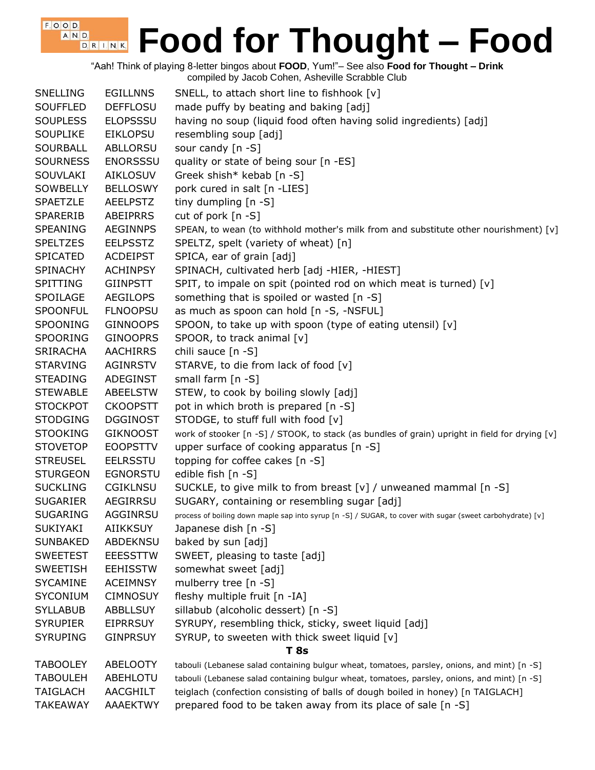# Food for Thought – Food

"Aah! Think of playing 8-letter bingos about **FOOD**, Yum!"– See also **Food for Thought – Drink**
compiled by Jacob Cohen, Asheville Scrabble Club

| | | |
|---|---|---|
| SNELLING | EGILLNNS | SNELL, to attach short line to fishhook [v] |
| SOUFFLED | DEFFLOSU | made puffy by beating and baking [adj] |
| SOUPLESS | ELOPSSSU | having no soup (liquid food often having solid ingredients) [adj] |
| SOUPLIKE | EIKLOPSU | resembling soup [adj] |
| SOURBALL | ABLLORSU | sour candy [n -S] |
| SOURNESS | ENORSSSU | quality or state of being sour [n -ES] |
| SOUVLAKI | AIKLOSUV | Greek shish* kebab [n -S] |
| SOWBELLY | BELLOSWY | pork cured in salt [n -LIES] |
| SPAETZLE | AEELPSTZ | tiny dumpling [n -S] |
| SPARERIB | ABEIPRRS | cut of pork [n -S] |
| SPEANING | AEGINNPS | SPEAN, to wean (to withhold mother's milk from and substitute other nourishment) [v] |
| SPELTZES | EELPSSTZ | SPELTZ, spelt (variety of wheat) [n] |
| SPICATED | ACDEIPST | SPICA, ear of grain [adj] |
| SPINACHY | ACHINPSY | SPINACH, cultivated herb [adj -HIER, -HIEST] |
| SPITTING | GIINPSTT | SPIT, to impale on spit (pointed rod on which meat is turned) [v] |
| SPOILAGE | AEGILOPS | something that is spoiled or wasted [n -S] |
| SPOONFUL | FLNOOPSU | as much as spoon can hold [n -S, -NSFUL] |
| SPOONING | GINNOOPS | SPOON, to take up with spoon (type of eating utensil) [v] |
| SPOORING | GINOOPRS | SPOOR, to track animal [v] |
| SRIRACHA | AACHIRRS | chili sauce [n -S] |
| STARVING | AGINRSTV | STARVE, to die from lack of food [v] |
| STEADING | ADEGINST | small farm [n -S] |
| STEWABLE | ABEELSTW | STEW, to cook by boiling slowly [adj] |
| STOCKPOT | CKOOPSTT | pot in which broth is prepared [n -S] |
| STODGING | DGGINOST | STODGE, to stuff full with food [v] |
| STOOKING | GIKNOOST | work of stooker [n -S] / STOOK, to stack (as bundles of grain) upright in field for drying [v] |
| STOVETOP | EOOPSTTV | upper surface of cooking apparatus [n -S] |
| STREUSEL | EELRSSTU | topping for coffee cakes [n -S] |
| STURGEON | EGNORSTU | edible fish [n -S] |
| SUCKLING | CGIKLNSU | SUCKLE, to give milk to from breast [v] / unweaned mammal [n -S] |
| SUGARIER | AEGIRRSU | SUGARY, containing or resembling sugar [adj] |
| SUGARING | AGGINRSU | process of boiling down maple sap into syrup [n -S] / SUGAR, to cover with sugar (sweet carbohydrate) [v] |
| SUKIYAKI | AIIKKSUY | Japanese dish [n -S] |
| SUNBAKED | ABDEKNSU | baked by sun [adj] |
| SWEETEST | EEESSTTW | SWEET, pleasing to taste [adj] |
| SWEETISH | EEHISSTW | somewhat sweet [adj] |
| SYCAMINE | ACEIMNSY | mulberry tree [n -S] |
| SYCONIUM | CIMNOSUY | fleshy multiple fruit [n -IA] |
| SYLLABUB | ABBLLSUY | sillabub (alcoholic dessert) [n -S] |
| SYRUPIER | EIPRRSUY | SYRUPY, resembling thick, sticky, sweet liquid [adj] |
| SYRUPING | GINPRSUY | SYRUP, to sweeten with thick sweet liquid [v] |

**T 8s**

| | | |
|---|---|---|
| TABOOLEY | ABELOOTY | tabouli (Lebanese salad containing bulgur wheat, tomatoes, parsley, onions, and mint) [n -S] |
| TABOULEH | ABEHLOTU | tabouli (Lebanese salad containing bulgur wheat, tomatoes, parsley, onions, and mint) [n -S] |
| TAIGLACH | AACGHILT | teiglach (confection consisting of balls of dough boiled in honey) [n TAIGLACH] |
| TAKEAWAY | AAAEKTWY | prepared food to be taken away from its place of sale [n -S] |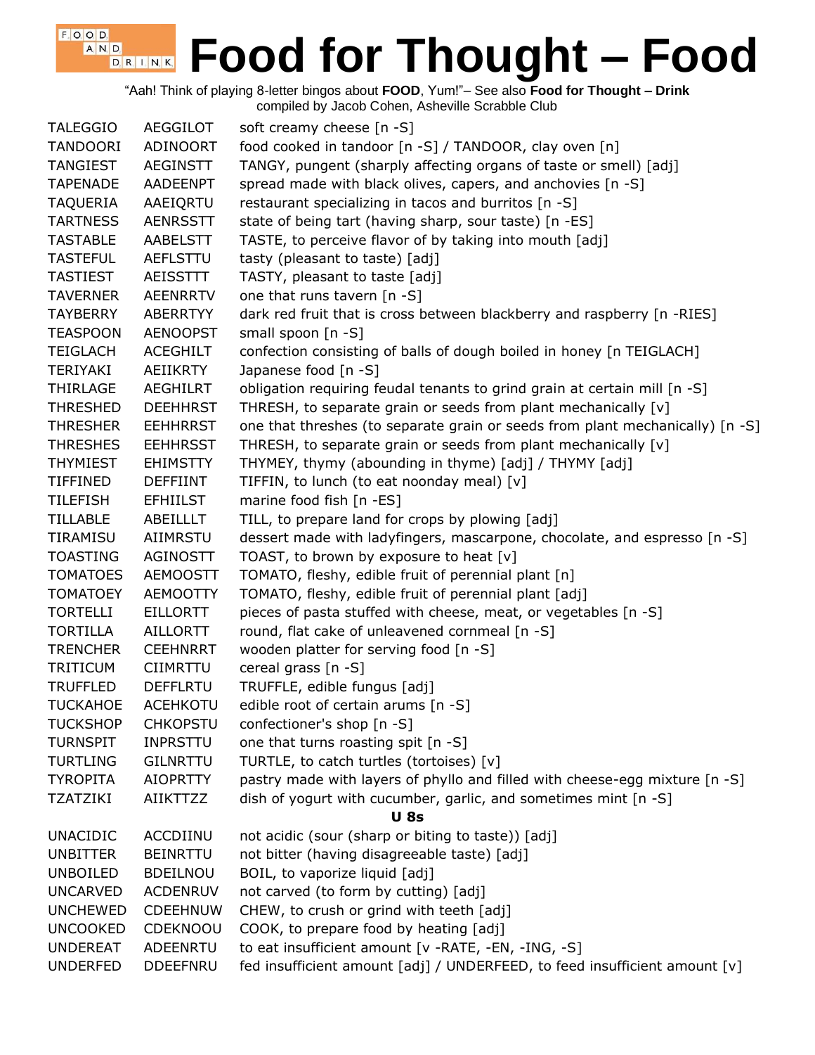# Food for Thought – Food

"Aah! Think of playing 8-letter bingos about **FOOD**, Yum!"– See also **Food for Thought – Drink**
compiled by Jacob Cohen, Asheville Scrabble Club

| | | |
|---|---|---|
| TALEGGIO | AEGGILOT | soft creamy cheese [n -S] |
| TANDOORI | ADINOORT | food cooked in tandoor [n -S] / TANDOOR, clay oven [n] |
| TANGIEST | AEGINSTT | TANGY, pungent (sharply affecting organs of taste or smell) [adj] |
| TAPENADE | AADEENPT | spread made with black olives, capers, and anchovies [n -S] |
| TAQUERIA | AAEIQRTU | restaurant specializing in tacos and burritos [n -S] |
| TARTNESS | AENRSSTT | state of being tart (having sharp, sour taste) [n -ES] |
| TASTABLE | AABELSTT | TASTE, to perceive flavor of by taking into mouth [adj] |
| TASTEFUL | AEFLSTTU | tasty (pleasant to taste) [adj] |
| TASTIEST | AEISSTTT | TASTY, pleasant to taste [adj] |
| TAVERNER | AEENRRTV | one that runs tavern [n -S] |
| TAYBERRY | ABERRTYY | dark red fruit that is cross between blackberry and raspberry [n -RIES] |
| TEASPOON | AENOOPST | small spoon [n -S] |
| TEIGLACH | ACEGHILT | confection consisting of balls of dough boiled in honey [n TEIGLACH] |
| TERIYAKI | AEIIKRTY | Japanese food [n -S] |
| THIRLAGE | AEGHILRT | obligation requiring feudal tenants to grind grain at certain mill [n -S] |
| THRESHED | DEEHHRST | THRESH, to separate grain or seeds from plant mechanically [v] |
| THRESHER | EEHHRRST | one that threshes (to separate grain or seeds from plant mechanically) [n -S] |
| THRESHES | EEHHRSST | THRESH, to separate grain or seeds from plant mechanically [v] |
| THYMIEST | EHIMSTTY | THYMEY, thymy (abounding in thyme) [adj] / THYMY [adj] |
| TIFFINED | DEFFIINT | TIFFIN, to lunch (to eat noonday meal) [v] |
| TILEFISH | EFHIILST | marine food fish [n -ES] |
| TILLABLE | ABEILLLT | TILL, to prepare land for crops by plowing [adj] |
| TIRAMISU | AIIMRSTU | dessert made with ladyfingers, mascarpone, chocolate, and espresso [n -S] |
| TOASTING | AGINOSTT | TOAST, to brown by exposure to heat [v] |
| TOMATOES | AEMOOSTT | TOMATO, fleshy, edible fruit of perennial plant [n] |
| TOMATOEY | AEMOOTTY | TOMATO, fleshy, edible fruit of perennial plant [adj] |
| TORTELLI | EILLORTT | pieces of pasta stuffed with cheese, meat, or vegetables [n -S] |
| TORTILLA | AILLORTT | round, flat cake of unleavened cornmeal [n -S] |
| TRENCHER | CEEHNRRT | wooden platter for serving food [n -S] |
| TRITICUM | CIIMRTTU | cereal grass [n -S] |
| TRUFFLED | DEFFLRTU | TRUFFLE, edible fungus [adj] |
| TUCKAHOE | ACEHKOTU | edible root of certain arums [n -S] |
| TUCKSHOP | CHKOPSTU | confectioner's shop [n -S] |
| TURNSPIT | INPRSTTU | one that turns roasting spit [n -S] |
| TURTLING | GILNRTTU | TURTLE, to catch turtles (tortoises) [v] |
| TYROPITA | AIOPRTTY | pastry made with layers of phyllo and filled with cheese-egg mixture [n -S] |
| TZATZIKI | AIIKTTZZ | dish of yogurt with cucumber, garlic, and sometimes mint [n -S] |

**U 8s**

| | | |
|---|---|---|
| UNACIDIC | ACCDIINU | not acidic (sour (sharp or biting to taste)) [adj] |
| UNBITTER | BEINRTTU | not bitter (having disagreeable taste) [adj] |
| UNBOILED | BDEILNOU | BOIL, to vaporize liquid [adj] |
| UNCARVED | ACDENRUV | not carved (to form by cutting) [adj] |
| UNCHEWED | CDEEHNUW | CHEW, to crush or grind with teeth [adj] |
| UNCOOKED | CDEKNOOU | COOK, to prepare food by heating [adj] |
| UNDEREAT | ADEENRTU | to eat insufficient amount [v -RATE, -EN, -ING, -S] |
| UNDERFED | DDEEFNRU | fed insufficient amount [adj] / UNDERFEED, to feed insufficient amount [v] |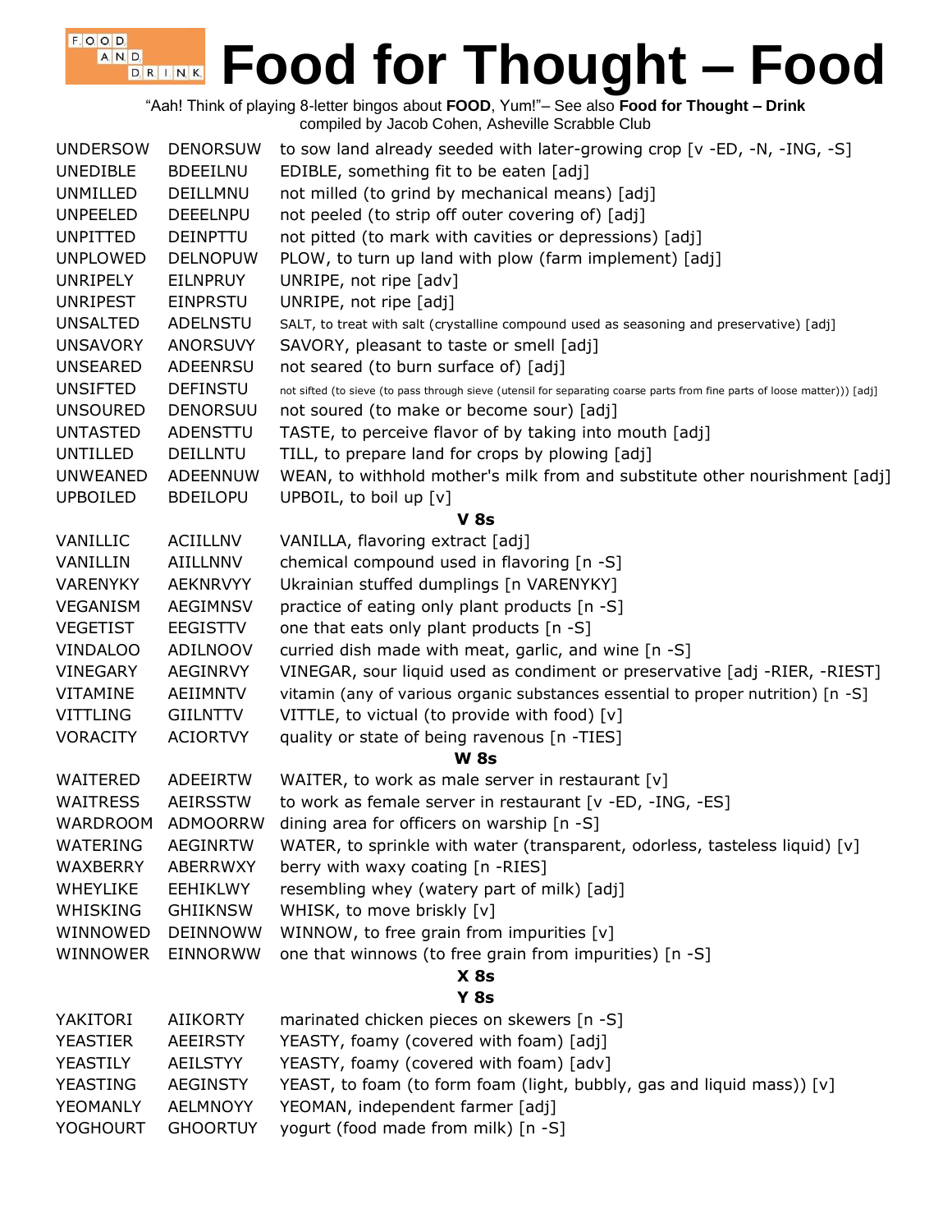# Food for Thought – Food

"Aah! Think of playing 8-letter bingos about **FOOD**, Yum!"– See also **Food for Thought – Drink**
compiled by Jacob Cohen, Asheville Scrabble Club

| | | |
|---|---|---|
| UNDERSOW | DENORSUW | to sow land already seeded with later-growing crop [v -ED, -N, -ING, -S] |
| UNEDIBLE | BDEEILNU | EDIBLE, something fit to be eaten [adj] |
| UNMILLED | DEILLMNU | not milled (to grind by mechanical means) [adj] |
| UNPEELED | DEEELNPU | not peeled (to strip off outer covering of) [adj] |
| UNPITTED | DEINPTTU | not pitted (to mark with cavities or depressions) [adj] |
| UNPLOWED | DELNOPUW | PLOW, to turn up land with plow (farm implement) [adj] |
| UNRIPELY | EILNPRUY | UNRIPE, not ripe [adv] |
| UNRIPEST | EINPRSTU | UNRIPE, not ripe [adj] |
| UNSALTED | ADELNSTU | SALT, to treat with salt (crystalline compound used as seasoning and preservative) [adj] |
| UNSAVORY | ANORSUVY | SAVORY, pleasant to taste or smell [adj] |
| UNSEARED | ADEENRSU | not seared (to burn surface of) [adj] |
| UNSIFTED | DEFINSTU | not sifted (to sieve (to pass through sieve (utensil for separating coarse parts from fine parts of loose matter))) [adj] |
| UNSOURED | DENORSUU | not soured (to make or become sour) [adj] |
| UNTASTED | ADENSTTU | TASTE, to perceive flavor of by taking into mouth [adj] |
| UNTILLED | DEILLNTU | TILL, to prepare land for crops by plowing [adj] |
| UNWEANED | ADEENNUW | WEAN, to withhold mother's milk from and substitute other nourishment [adj] |
| UPBOILED | BDEILOPU | UPBOIL, to boil up [v] |
| | | **V 8s** |
| VANILLIC | ACIILLNV | VANILLA, flavoring extract [adj] |
| VANILLIN | AIILLNNV | chemical compound used in flavoring [n -S] |
| VARENYKY | AEKNRVYY | Ukrainian stuffed dumplings [n VARENYKY] |
| VEGANISM | AEGIMNSV | practice of eating only plant products [n -S] |
| VEGETIST | EEGISTTV | one that eats only plant products [n -S] |
| VINDALOO | ADILNOOV | curried dish made with meat, garlic, and wine [n -S] |
| VINEGARY | AEGINRVY | VINEGAR, sour liquid used as condiment or preservative [adj -RIER, -RIEST] |
| VITAMINE | AEIIMNTV | vitamin (any of various organic substances essential to proper nutrition) [n -S] |
| VITTLING | GIILNTTV | VITTLE, to victual (to provide with food) [v] |
| VORACITY | ACIORTVY | quality or state of being ravenous [n -TIES] |
| | | **W 8s** |
| WAITERED | ADEEIRTW | WAITER, to work as male server in restaurant [v] |
| WAITRESS | AEIRSSTW | to work as female server in restaurant [v -ED, -ING, -ES] |
| WARDROOM | ADMOORRW | dining area for officers on warship [n -S] |
| WATERING | AEGINRTW | WATER, to sprinkle with water (transparent, odorless, tasteless liquid) [v] |
| WAXBERRY | ABERRWXY | berry with waxy coating [n -RIES] |
| WHEYLIKE | EEHIKLWY | resembling whey (watery part of milk) [adj] |
| WHISKING | GHIIKNSW | WHISK, to move briskly [v] |
| WINNOWED | DEINNOWW | WINNOW, to free grain from impurities [v] |
| WINNOWER | EINNORWW | one that winnows (to free grain from impurities) [n -S] |
| | | **X 8s** |
| | | **Y 8s** |
| YAKITORI | AIIKORTY | marinated chicken pieces on skewers [n -S] |
| YEASTIER | AEEIRSTY | YEASTY, foamy (covered with foam) [adj] |
| YEASTILY | AEILSTYY | YEASTY, foamy (covered with foam) [adv] |
| YEASTING | AEGINSTY | YEAST, to foam (to form foam (light, bubbly, gas and liquid mass)) [v] |
| YEOMANLY | AELMNOYY | YEOMAN, independent farmer [adj] |
| YOGHOURT | GHOORTUY | yogurt (food made from milk) [n -S] |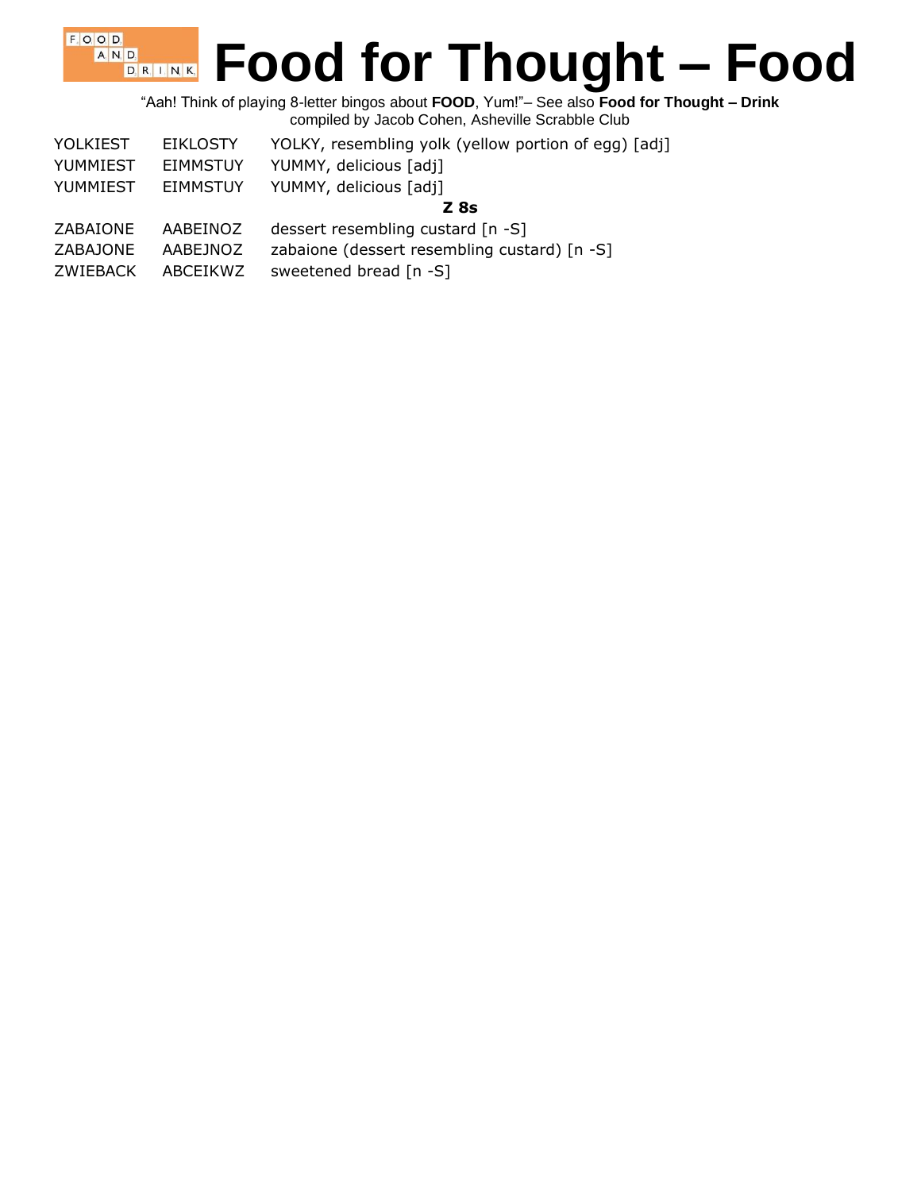# Food for Thought – Food

"Aah! Think of playing 8-letter bingos about **FOOD**, Yum!"– See also **Food for Thought – Drink**
compiled by Jacob Cohen, Asheville Scrabble Club

| | | |
|---|---|---|
| YOLKIEST | EIKLOSTY | YOLKY, resembling yolk (yellow portion of egg) [adj] |
| YUMMIEST | EIMMSTUY | YUMMY, delicious [adj] |
| YUMMIEST | EIMMSTUY | YUMMY, delicious [adj] |

**Z 8s**

| | | |
|---|---|---|
| ZABAIONE | AABEINOZ | dessert resembling custard [n -S] |
| ZABAJONE | AABEJNOZ | zabaione (dessert resembling custard) [n -S] |
| ZWIEBACK | ABCEIKWZ | sweetened bread [n -S] |